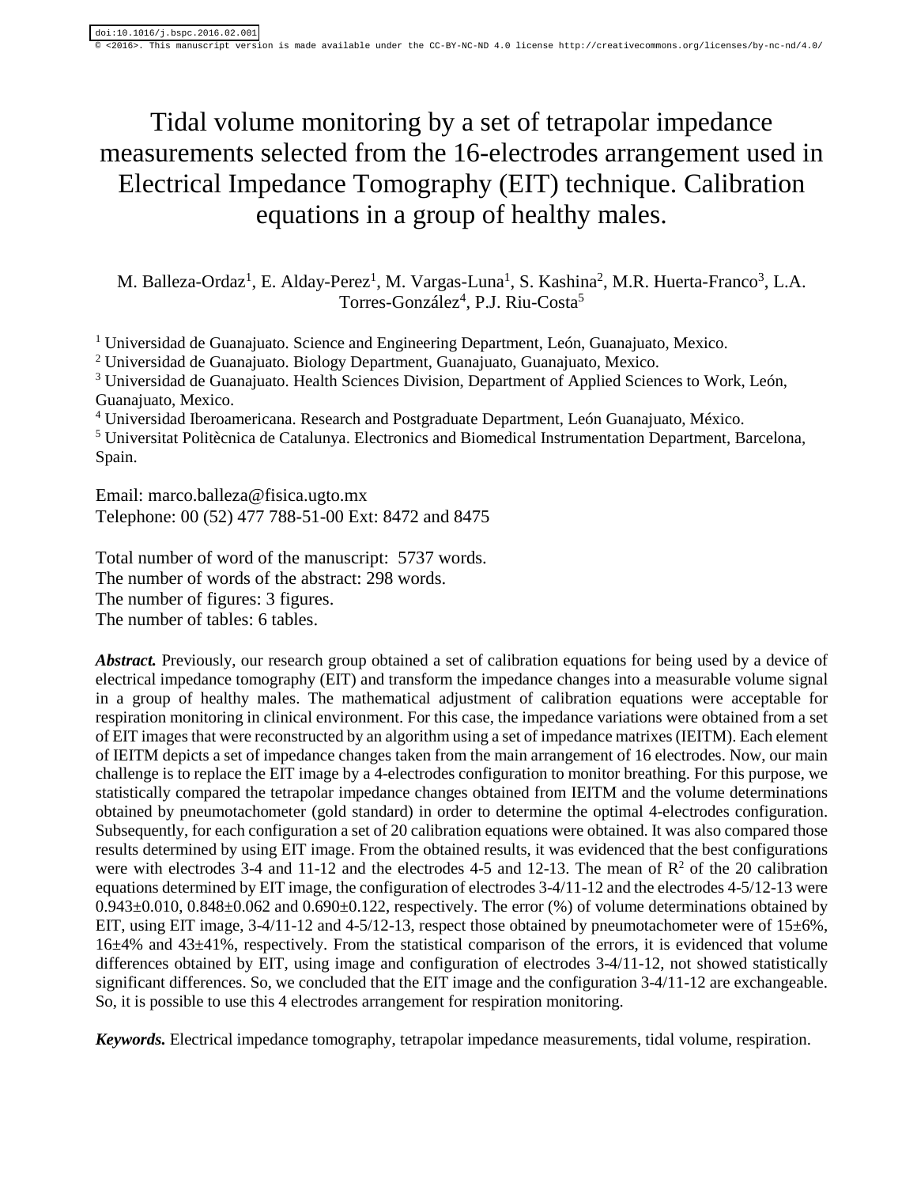doi:10.1016/j.bspc.2016.02.001
© <2016>. This manuscript version is made available under the CC-BY-NC-ND 4.0 license http://creativecommons.org/licenses/by-nc-nd/4.0/

# Tidal volume monitoring by a set of tetrapolar impedance measurements selected from the 16-electrodes arrangement used in Electrical Impedance Tomography (EIT) technique. Calibration equations in a group of healthy males.

M. Balleza-Ordaz[1], E. Alday-Perez[1], M. Vargas-Luna[1], S. Kashina[2], M.R. Huerta-Franco[3], L.A. Torres-González[4], P.J. Riu-Costa[5]

[1] Universidad de Guanajuato. Science and Engineering Department, León, Guanajuato, Mexico.
[2] Universidad de Guanajuato. Biology Department, Guanajuato, Guanajuato, Mexico.
[3] Universidad de Guanajuato. Health Sciences Division, Department of Applied Sciences to Work, León, Guanajuato, Mexico.
[4] Universidad Iberoamericana. Research and Postgraduate Department, León Guanajuato, México.
[5] Universitat Politècnica de Catalunya. Electronics and Biomedical Instrumentation Department, Barcelona, Spain.

Email: marco.balleza@fisica.ugto.mx
Telephone: 00 (52) 477 788-51-00 Ext: 8472 and 8475

Total number of word of the manuscript: 5737 words.
The number of words of the abstract: 298 words.
The number of figures: 3 figures.
The number of tables: 6 tables.

***Abstract.*** Previously, our research group obtained a set of calibration equations for being used by a device of electrical impedance tomography (EIT) and transform the impedance changes into a measurable volume signal in a group of healthy males. The mathematical adjustment of calibration equations were acceptable for respiration monitoring in clinical environment. For this case, the impedance variations were obtained from a set of EIT images that were reconstructed by an algorithm using a set of impedance matrixes (IEITM). Each element of IEITM depicts a set of impedance changes taken from the main arrangement of 16 electrodes. Now, our main challenge is to replace the EIT image by a 4-electrodes configuration to monitor breathing. For this purpose, we statistically compared the tetrapolar impedance changes obtained from IEITM and the volume determinations obtained by pneumotachometer (gold standard) in order to determine the optimal 4-electrodes configuration. Subsequently, for each configuration a set of 20 calibration equations were obtained. It was also compared those results determined by using EIT image. From the obtained results, it was evidenced that the best configurations were with electrodes 3-4 and 11-12 and the electrodes 4-5 and 12-13. The mean of $R^2$ of the 20 calibration equations determined by EIT image, the configuration of electrodes 3-4/11-12 and the electrodes 4-5/12-13 were 0.943±0.010, 0.848±0.062 and 0.690±0.122, respectively. The error (%) of volume determinations obtained by EIT, using EIT image, 3-4/11-12 and 4-5/12-13, respect those obtained by pneumotachometer were of 15±6%, 16±4% and 43±41%, respectively. From the statistical comparison of the errors, it is evidenced that volume differences obtained by EIT, using image and configuration of electrodes 3-4/11-12, not showed statistically significant differences. So, we concluded that the EIT image and the configuration 3-4/11-12 are exchangeable. So, it is possible to use this 4 electrodes arrangement for respiration monitoring.

***Keywords.*** Electrical impedance tomography, tetrapolar impedance measurements, tidal volume, respiration.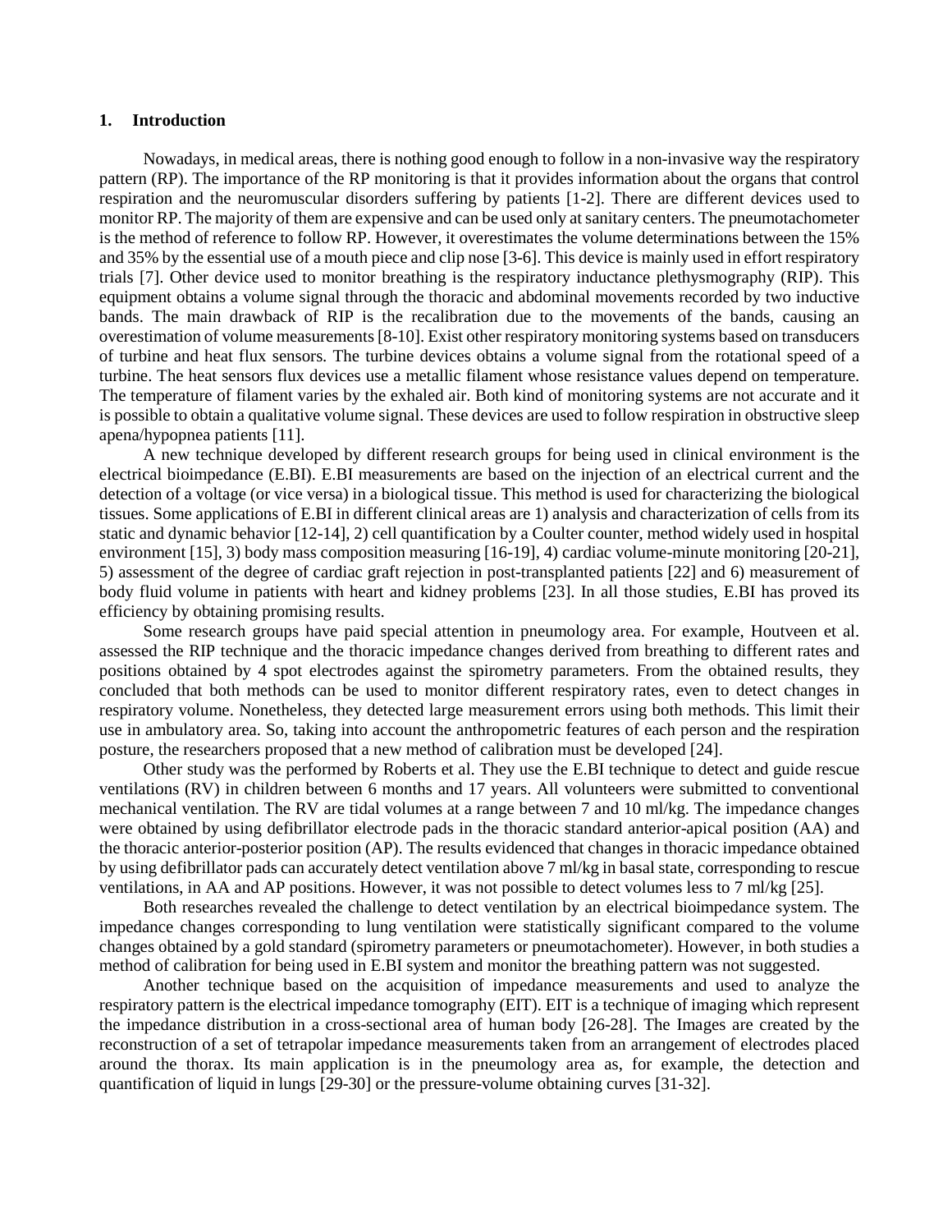## 1. Introduction

Nowadays, in medical areas, there is nothing good enough to follow in a non-invasive way the respiratory pattern (RP). The importance of the RP monitoring is that it provides information about the organs that control respiration and the neuromuscular disorders suffering by patients [1-2]. There are different devices used to monitor RP. The majority of them are expensive and can be used only at sanitary centers. The pneumotachometer is the method of reference to follow RP. However, it overestimates the volume determinations between the 15% and 35% by the essential use of a mouth piece and clip nose [3-6]. This device is mainly used in effort respiratory trials [7]. Other device used to monitor breathing is the respiratory inductance plethysmography (RIP). This equipment obtains a volume signal through the thoracic and abdominal movements recorded by two inductive bands. The main drawback of RIP is the recalibration due to the movements of the bands, causing an overestimation of volume measurements [8-10]. Exist other respiratory monitoring systems based on transducers of turbine and heat flux sensors. The turbine devices obtains a volume signal from the rotational speed of a turbine. The heat sensors flux devices use a metallic filament whose resistance values depend on temperature. The temperature of filament varies by the exhaled air. Both kind of monitoring systems are not accurate and it is possible to obtain a qualitative volume signal. These devices are used to follow respiration in obstructive sleep apena/hypopnea patients [11].

A new technique developed by different research groups for being used in clinical environment is the electrical bioimpedance (E.BI). E.BI measurements are based on the injection of an electrical current and the detection of a voltage (or vice versa) in a biological tissue. This method is used for characterizing the biological tissues. Some applications of E.BI in different clinical areas are 1) analysis and characterization of cells from its static and dynamic behavior [12-14], 2) cell quantification by a Coulter counter, method widely used in hospital environment [15], 3) body mass composition measuring [16-19], 4) cardiac volume-minute monitoring [20-21], 5) assessment of the degree of cardiac graft rejection in post-transplanted patients [22] and 6) measurement of body fluid volume in patients with heart and kidney problems [23]. In all those studies, E.BI has proved its efficiency by obtaining promising results.

Some research groups have paid special attention in pneumology area. For example, Houtveen et al. assessed the RIP technique and the thoracic impedance changes derived from breathing to different rates and positions obtained by 4 spot electrodes against the spirometry parameters. From the obtained results, they concluded that both methods can be used to monitor different respiratory rates, even to detect changes in respiratory volume. Nonetheless, they detected large measurement errors using both methods. This limit their use in ambulatory area. So, taking into account the anthropometric features of each person and the respiration posture, the researchers proposed that a new method of calibration must be developed [24].

Other study was the performed by Roberts et al. They use the E.BI technique to detect and guide rescue ventilations (RV) in children between 6 months and 17 years. All volunteers were submitted to conventional mechanical ventilation. The RV are tidal volumes at a range between 7 and 10 ml/kg. The impedance changes were obtained by using defibrillator electrode pads in the thoracic standard anterior-apical position (AA) and the thoracic anterior-posterior position (AP). The results evidenced that changes in thoracic impedance obtained by using defibrillator pads can accurately detect ventilation above 7 ml/kg in basal state, corresponding to rescue ventilations, in AA and AP positions. However, it was not possible to detect volumes less to 7 ml/kg [25].

Both researches revealed the challenge to detect ventilation by an electrical bioimpedance system. The impedance changes corresponding to lung ventilation were statistically significant compared to the volume changes obtained by a gold standard (spirometry parameters or pneumotachometer). However, in both studies a method of calibration for being used in E.BI system and monitor the breathing pattern was not suggested.

Another technique based on the acquisition of impedance measurements and used to analyze the respiratory pattern is the electrical impedance tomography (EIT). EIT is a technique of imaging which represent the impedance distribution in a cross-sectional area of human body [26-28]. The Images are created by the reconstruction of a set of tetrapolar impedance measurements taken from an arrangement of electrodes placed around the thorax. Its main application is in the pneumology area as, for example, the detection and quantification of liquid in lungs [29-30] or the pressure-volume obtaining curves [31-32].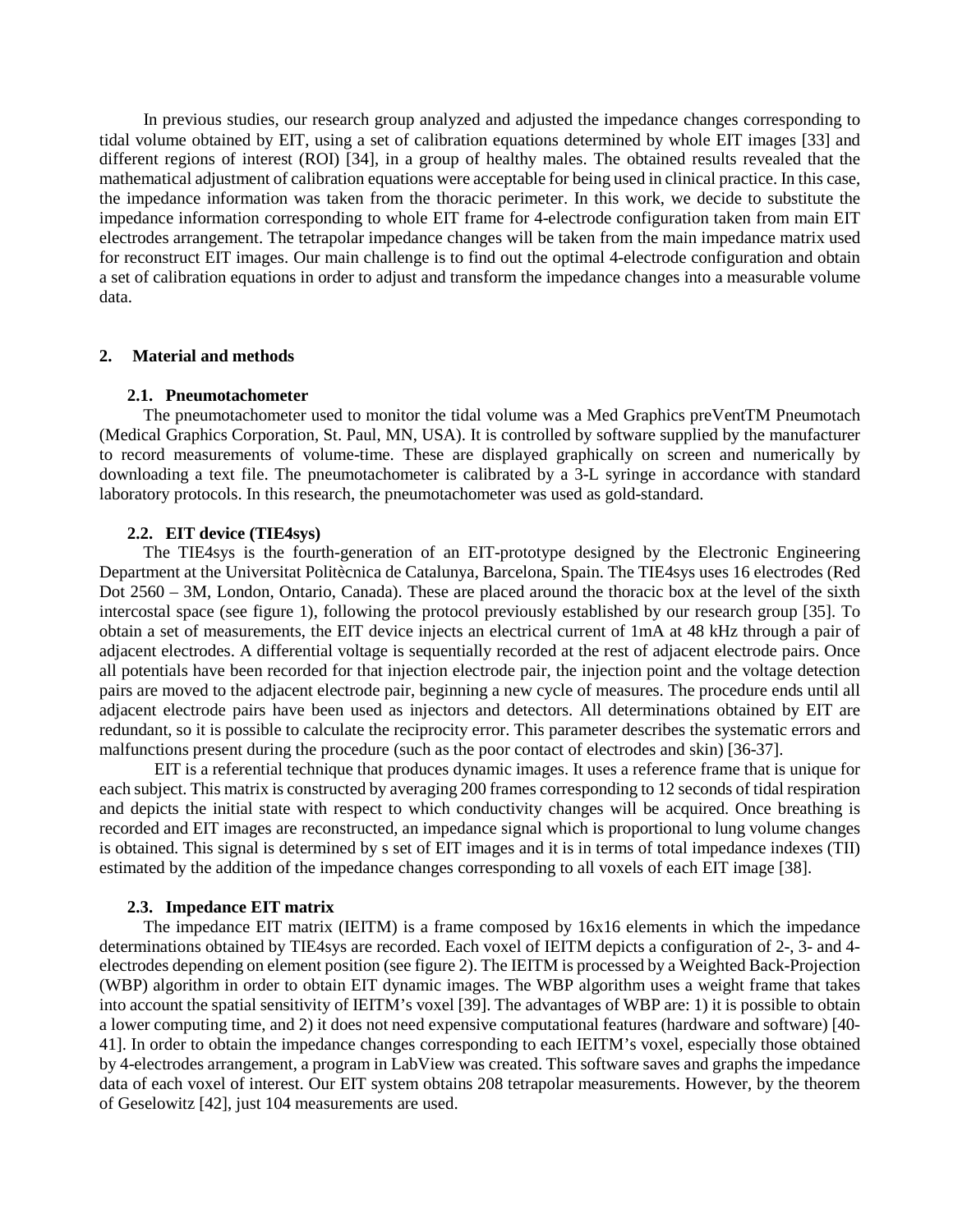In previous studies, our research group analyzed and adjusted the impedance changes corresponding to tidal volume obtained by EIT, using a set of calibration equations determined by whole EIT images [33] and different regions of interest (ROI) [34], in a group of healthy males. The obtained results revealed that the mathematical adjustment of calibration equations were acceptable for being used in clinical practice. In this case, the impedance information was taken from the thoracic perimeter. In this work, we decide to substitute the impedance information corresponding to whole EIT frame for 4-electrode configuration taken from main EIT electrodes arrangement. The tetrapolar impedance changes will be taken from the main impedance matrix used for reconstruct EIT images. Our main challenge is to find out the optimal 4-electrode configuration and obtain a set of calibration equations in order to adjust and transform the impedance changes into a measurable volume data.

## 2. Material and methods

### 2.1. Pneumotachometer

The pneumotachometer used to monitor the tidal volume was a Med Graphics preVentTM Pneumotach (Medical Graphics Corporation, St. Paul, MN, USA). It is controlled by software supplied by the manufacturer to record measurements of volume-time. These are displayed graphically on screen and numerically by downloading a text file. The pneumotachometer is calibrated by a 3-L syringe in accordance with standard laboratory protocols. In this research, the pneumotachometer was used as gold-standard.

### 2.2. EIT device (TIE4sys)

The TIE4sys is the fourth-generation of an EIT-prototype designed by the Electronic Engineering Department at the Universitat Politècnica de Catalunya, Barcelona, Spain. The TIE4sys uses 16 electrodes (Red Dot 2560 – 3M, London, Ontario, Canada). These are placed around the thoracic box at the level of the sixth intercostal space (see figure 1), following the protocol previously established by our research group [35]. To obtain a set of measurements, the EIT device injects an electrical current of 1mA at 48 kHz through a pair of adjacent electrodes. A differential voltage is sequentially recorded at the rest of adjacent electrode pairs. Once all potentials have been recorded for that injection electrode pair, the injection point and the voltage detection pairs are moved to the adjacent electrode pair, beginning a new cycle of measures. The procedure ends until all adjacent electrode pairs have been used as injectors and detectors. All determinations obtained by EIT are redundant, so it is possible to calculate the reciprocity error. This parameter describes the systematic errors and malfunctions present during the procedure (such as the poor contact of electrodes and skin) [36-37].

EIT is a referential technique that produces dynamic images. It uses a reference frame that is unique for each subject. This matrix is constructed by averaging 200 frames corresponding to 12 seconds of tidal respiration and depicts the initial state with respect to which conductivity changes will be acquired. Once breathing is recorded and EIT images are reconstructed, an impedance signal which is proportional to lung volume changes is obtained. This signal is determined by s set of EIT images and it is in terms of total impedance indexes (TII) estimated by the addition of the impedance changes corresponding to all voxels of each EIT image [38].

### 2.3. Impedance EIT matrix

The impedance EIT matrix (IEITM) is a frame composed by 16x16 elements in which the impedance determinations obtained by TIE4sys are recorded. Each voxel of IEITM depicts a configuration of 2-, 3- and 4-electrodes depending on element position (see figure 2). The IEITM is processed by a Weighted Back-Projection (WBP) algorithm in order to obtain EIT dynamic images. The WBP algorithm uses a weight frame that takes into account the spatial sensitivity of IEITM's voxel [39]. The advantages of WBP are: 1) it is possible to obtain a lower computing time, and 2) it does not need expensive computational features (hardware and software) [40-41]. In order to obtain the impedance changes corresponding to each IEITM's voxel, especially those obtained by 4-electrodes arrangement, a program in LabView was created. This software saves and graphs the impedance data of each voxel of interest. Our EIT system obtains 208 tetrapolar measurements. However, by the theorem of Geselowitz [42], just 104 measurements are used.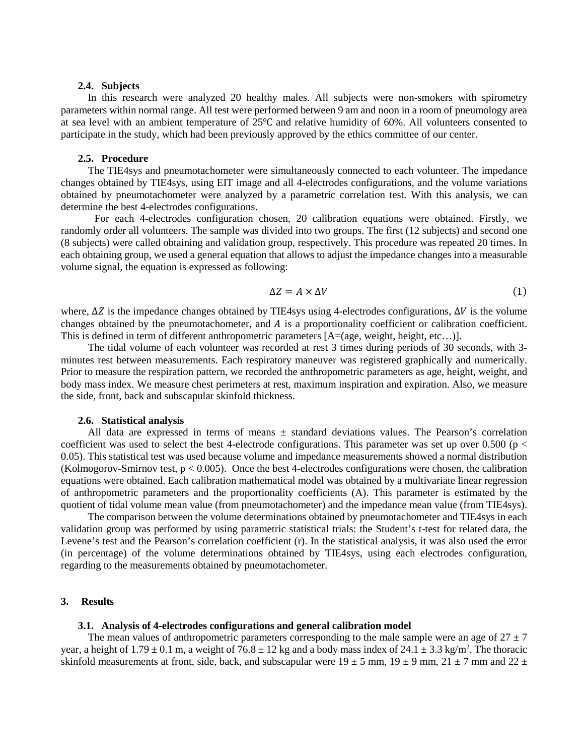### 2.4. Subjects

In this research were analyzed 20 healthy males. All subjects were non-smokers with spirometry parameters within normal range. All test were performed between 9 am and noon in a room of pneumology area at sea level with an ambient temperature of 25℃ and relative humidity of 60%. All volunteers consented to participate in the study, which had been previously approved by the ethics committee of our center.

### 2.5. Procedure

The TIE4sys and pneumotachometer were simultaneously connected to each volunteer. The impedance changes obtained by TIE4sys, using EIT image and all 4-electrodes configurations, and the volume variations obtained by pneumotachometer were analyzed by a parametric correlation test. With this analysis, we can determine the best 4-electrodes configurations.

For each 4-electrodes configuration chosen, 20 calibration equations were obtained. Firstly, we randomly order all volunteers. The sample was divided into two groups. The first (12 subjects) and second one (8 subjects) were called obtaining and validation group, respectively. This procedure was repeated 20 times. In each obtaining group, we used a general equation that allows to adjust the impedance changes into a measurable volume signal, the equation is expressed as following:

$$\Delta Z = A \times \Delta V \tag{1}$$

where, $\Delta Z$ is the impedance changes obtained by TIE4sys using 4-electrodes configurations, $\Delta V$ is the volume changes obtained by the pneumotachometer, and $A$ is a proportionality coefficient or calibration coefficient. This is defined in term of different anthropometric parameters [A=(age, weight, height, etc…)].

The tidal volume of each volunteer was recorded at rest 3 times during periods of 30 seconds, with 3-minutes rest between measurements. Each respiratory maneuver was registered graphically and numerically. Prior to measure the respiration pattern, we recorded the anthropometric parameters as age, height, weight, and body mass index. We measure chest perimeters at rest, maximum inspiration and expiration. Also, we measure the side, front, back and subscapular skinfold thickness.

### 2.6. Statistical analysis

All data are expressed in terms of means ± standard deviations values. The Pearson's correlation coefficient was used to select the best 4-electrode configurations. This parameter was set up over 0.500 ($p < 0.05$). This statistical test was used because volume and impedance measurements showed a normal distribution (Kolmogorov-Smirnov test, $p < 0.005$). Once the best 4-electrodes configurations were chosen, the calibration equations were obtained. Each calibration mathematical model was obtained by a multivariate linear regression of anthropometric parameters and the proportionality coefficients (A). This parameter is estimated by the quotient of tidal volume mean value (from pneumotachometer) and the impedance mean value (from TIE4sys).

The comparison between the volume determinations obtained by pneumotachometer and TIE4sys in each validation group was performed by using parametric statistical trials: the Student's t-test for related data, the Levene's test and the Pearson's correlation coefficient (r). In the statistical analysis, it was also used the error (in percentage) of the volume determinations obtained by TIE4sys, using each electrodes configuration, regarding to the measurements obtained by pneumotachometer.

## 3. Results

### 3.1. Analysis of 4-electrodes configurations and general calibration model

The mean values of anthropometric parameters corresponding to the male sample were an age of 27 ± 7 year, a height of 1.79 ± 0.1 m, a weight of 76.8 ± 12 kg and a body mass index of 24.1 ± 3.3 kg/m$^2$. The thoracic skinfold measurements at front, side, back, and subscapular were 19 ± 5 mm, 19 ± 9 mm, 21 ± 7 mm and 22 ±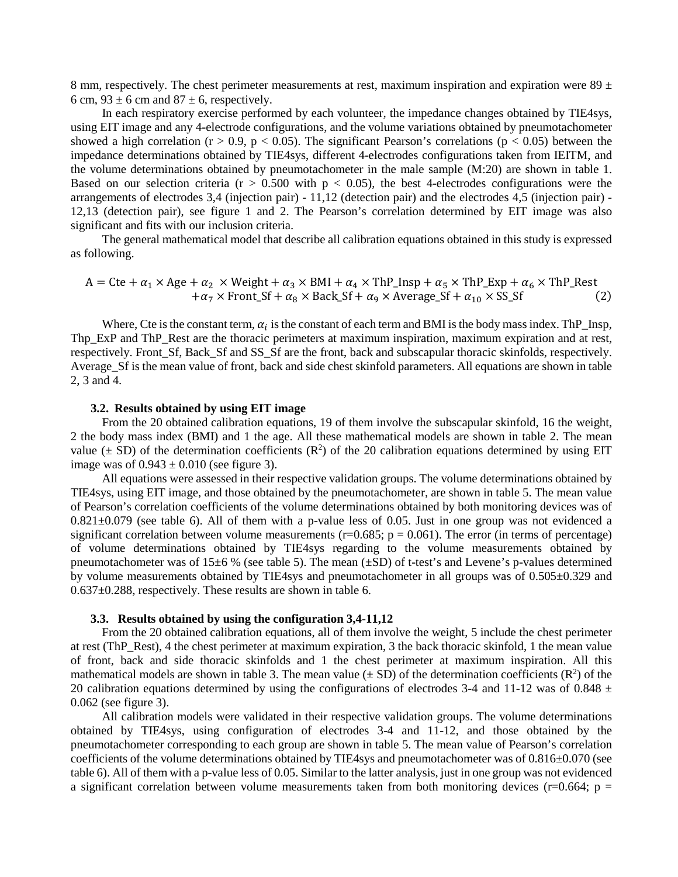8 mm, respectively. The chest perimeter measurements at rest, maximum inspiration and expiration were 89 ± 6 cm, 93 ± 6 cm and 87 ± 6, respectively.

In each respiratory exercise performed by each volunteer, the impedance changes obtained by TIE4sys, using EIT image and any 4-electrode configurations, and the volume variations obtained by pneumotachometer showed a high correlation ($r > 0.9$, $p < 0.05$). The significant Pearson's correlations ($p < 0.05$) between the impedance determinations obtained by TIE4sys, different 4-electrodes configurations taken from IEITM, and the volume determinations obtained by pneumotachometer in the male sample (M:20) are shown in table 1. Based on our selection criteria ($r > 0.500$ with $p < 0.05$), the best 4-electrodes configurations were the arrangements of electrodes 3,4 (injection pair) - 11,12 (detection pair) and the electrodes 4,5 (injection pair) - 12,13 (detection pair), see figure 1 and 2. The Pearson's correlation determined by EIT image was also significant and fits with our inclusion criteria.

The general mathematical model that describe all calibration equations obtained in this study is expressed as following.

$$\begin{aligned} A = \mathrm{Cte} + \alpha_1 \times \mathrm{Age} + \alpha_2 \times \mathrm{Weight} + \alpha_3 \times \mathrm{BMI} + \alpha_4 \times \mathrm{ThP\_Insp} + \alpha_5 \times \mathrm{ThP\_Exp} + \alpha_6 \times \mathrm{ThP\_Rest} \\ + \alpha_7 \times \mathrm{Front\_Sf} + \alpha_8 \times \mathrm{Back\_Sf} + \alpha_9 \times \mathrm{Average\_Sf} + \alpha_{10} \times \mathrm{SS\_Sf} \end{aligned} \quad (2)$$

Where, Cte is the constant term, $\alpha_i$ is the constant of each term and BMI is the body mass index. ThP_Insp, Thp_ExP and ThP_Rest are the thoracic perimeters at maximum inspiration, maximum expiration and at rest, respectively. Front_Sf, Back_Sf and SS_Sf are the front, back and subscapular thoracic skinfolds, respectively. Average_Sf is the mean value of front, back and side chest skinfold parameters. All equations are shown in table 2, 3 and 4.

### 3.2. Results obtained by using EIT image

From the 20 obtained calibration equations, 19 of them involve the subscapular skinfold, 16 the weight, 2 the body mass index (BMI) and 1 the age. All these mathematical models are shown in table 2. The mean value (± SD) of the determination coefficients ($R^2$) of the 20 calibration equations determined by using EIT image was of 0.943 ± 0.010 (see figure 3).

All equations were assessed in their respective validation groups. The volume determinations obtained by TIE4sys, using EIT image, and those obtained by the pneumotachometer, are shown in table 5. The mean value of Pearson's correlation coefficients of the volume determinations obtained by both monitoring devices was of 0.821±0.079 (see table 6). All of them with a p-value less of 0.05. Just in one group was not evidenced a significant correlation between volume measurements ($r=0.685$; $p = 0.061$). The error (in terms of percentage) of volume determinations obtained by TIE4sys regarding to the volume measurements obtained by pneumotachometer was of 15±6 % (see table 5). The mean (±SD) of t-test's and Levene's p-values determined by volume measurements obtained by TIE4sys and pneumotachometer in all groups was of 0.505±0.329 and 0.637±0.288, respectively. These results are shown in table 6.

### 3.3. Results obtained by using the configuration 3,4-11,12

From the 20 obtained calibration equations, all of them involve the weight, 5 include the chest perimeter at rest (ThP_Rest), 4 the chest perimeter at maximum expiration, 3 the back thoracic skinfold, 1 the mean value of front, back and side thoracic skinfolds and 1 the chest perimeter at maximum inspiration. All this mathematical models are shown in table 3. The mean value (± SD) of the determination coefficients ($R^2$) of the 20 calibration equations determined by using the configurations of electrodes 3-4 and 11-12 was of 0.848 ± 0.062 (see figure 3).

All calibration models were validated in their respective validation groups. The volume determinations obtained by TIE4sys, using configuration of electrodes 3-4 and 11-12, and those obtained by the pneumotachometer corresponding to each group are shown in table 5. The mean value of Pearson's correlation coefficients of the volume determinations obtained by TIE4sys and pneumotachometer was of 0.816±0.070 (see table 6). All of them with a p-value less of 0.05. Similar to the latter analysis, just in one group was not evidenced a significant correlation between volume measurements taken from both monitoring devices ($r=0.664$; $p =$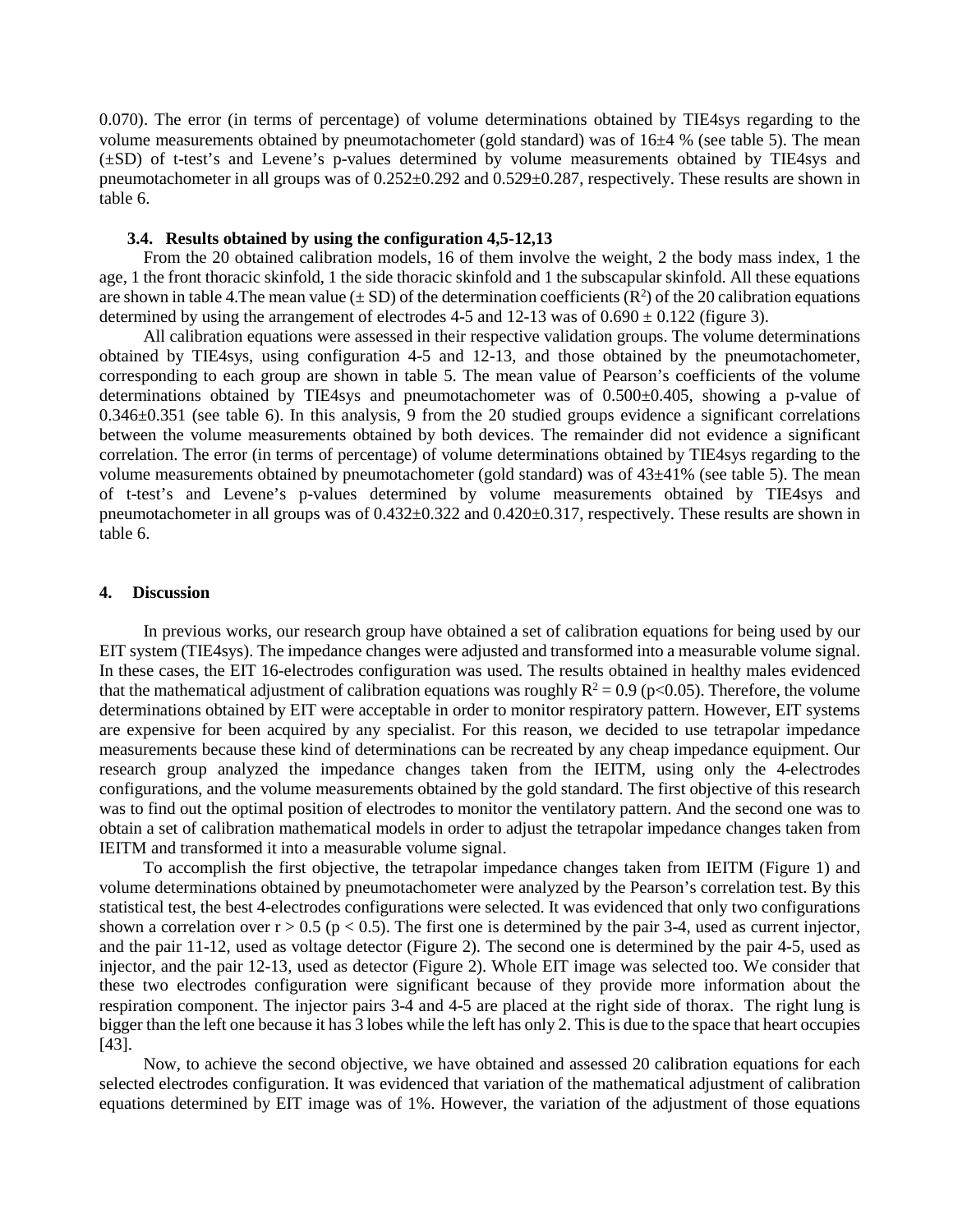0.070). The error (in terms of percentage) of volume determinations obtained by TIE4sys regarding to the volume measurements obtained by pneumotachometer (gold standard) was of 16±4 % (see table 5). The mean (±SD) of t-test's and Levene's p-values determined by volume measurements obtained by TIE4sys and pneumotachometer in all groups was of 0.252±0.292 and 0.529±0.287, respectively. These results are shown in table 6.

### 3.4. Results obtained by using the configuration 4,5-12,13

From the 20 obtained calibration models, 16 of them involve the weight, 2 the body mass index, 1 the age, 1 the front thoracic skinfold, 1 the side thoracic skinfold and 1 the subscapular skinfold. All these equations are shown in table 4.The mean value (± SD) of the determination coefficients ($R^2$) of the 20 calibration equations determined by using the arrangement of electrodes 4-5 and 12-13 was of 0.690 ± 0.122 (figure 3).

All calibration equations were assessed in their respective validation groups. The volume determinations obtained by TIE4sys, using configuration 4-5 and 12-13, and those obtained by the pneumotachometer, corresponding to each group are shown in table 5. The mean value of Pearson's coefficients of the volume determinations obtained by TIE4sys and pneumotachometer was of 0.500±0.405, showing a p-value of 0.346±0.351 (see table 6). In this analysis, 9 from the 20 studied groups evidence a significant correlations between the volume measurements obtained by both devices. The remainder did not evidence a significant correlation. The error (in terms of percentage) of volume determinations obtained by TIE4sys regarding to the volume measurements obtained by pneumotachometer (gold standard) was of 43±41% (see table 5). The mean of t-test's and Levene's p-values determined by volume measurements obtained by TIE4sys and pneumotachometer in all groups was of 0.432±0.322 and 0.420±0.317, respectively. These results are shown in table 6.

## 4. Discussion

In previous works, our research group have obtained a set of calibration equations for being used by our EIT system (TIE4sys). The impedance changes were adjusted and transformed into a measurable volume signal. In these cases, the EIT 16-electrodes configuration was used. The results obtained in healthy males evidenced that the mathematical adjustment of calibration equations was roughly $R^2 = 0.9$ ($p<0.05$). Therefore, the volume determinations obtained by EIT were acceptable in order to monitor respiratory pattern. However, EIT systems are expensive for been acquired by any specialist. For this reason, we decided to use tetrapolar impedance measurements because these kind of determinations can be recreated by any cheap impedance equipment. Our research group analyzed the impedance changes taken from the IEITM, using only the 4-electrodes configurations, and the volume measurements obtained by the gold standard. The first objective of this research was to find out the optimal position of electrodes to monitor the ventilatory pattern. And the second one was to obtain a set of calibration mathematical models in order to adjust the tetrapolar impedance changes taken from IEITM and transformed it into a measurable volume signal.

To accomplish the first objective, the tetrapolar impedance changes taken from IEITM (Figure 1) and volume determinations obtained by pneumotachometer were analyzed by the Pearson's correlation test. By this statistical test, the best 4-electrodes configurations were selected. It was evidenced that only two configurations shown a correlation over $r > 0.5$ ($p < 0.5$). The first one is determined by the pair 3-4, used as current injector, and the pair 11-12, used as voltage detector (Figure 2). The second one is determined by the pair 4-5, used as injector, and the pair 12-13, used as detector (Figure 2). Whole EIT image was selected too. We consider that these two electrodes configuration were significant because of they provide more information about the respiration component. The injector pairs 3-4 and 4-5 are placed at the right side of thorax. The right lung is bigger than the left one because it has 3 lobes while the left has only 2. This is due to the space that heart occupies [43].

Now, to achieve the second objective, we have obtained and assessed 20 calibration equations for each selected electrodes configuration. It was evidenced that variation of the mathematical adjustment of calibration equations determined by EIT image was of 1%. However, the variation of the adjustment of those equations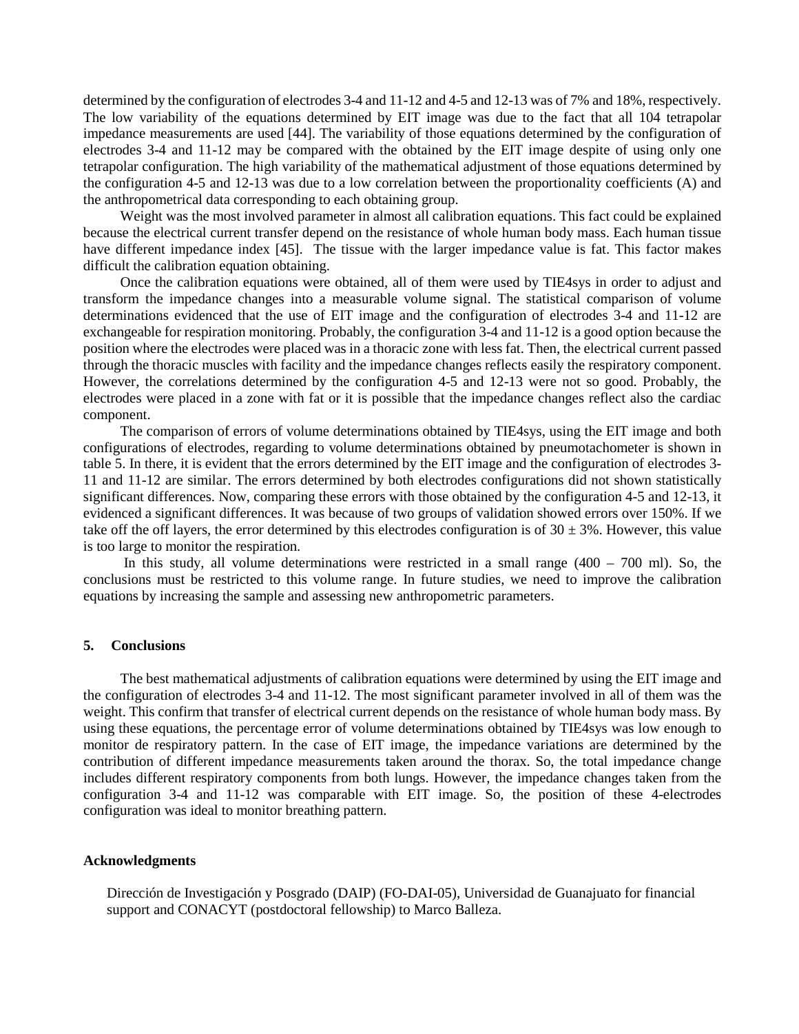determined by the configuration of electrodes 3-4 and 11-12 and 4-5 and 12-13 was of 7% and 18%, respectively. The low variability of the equations determined by EIT image was due to the fact that all 104 tetrapolar impedance measurements are used [44]. The variability of those equations determined by the configuration of electrodes 3-4 and 11-12 may be compared with the obtained by the EIT image despite of using only one tetrapolar configuration. The high variability of the mathematical adjustment of those equations determined by the configuration 4-5 and 12-13 was due to a low correlation between the proportionality coefficients (A) and the anthropometrical data corresponding to each obtaining group.

Weight was the most involved parameter in almost all calibration equations. This fact could be explained because the electrical current transfer depend on the resistance of whole human body mass. Each human tissue have different impedance index [45]. The tissue with the larger impedance value is fat. This factor makes difficult the calibration equation obtaining.

Once the calibration equations were obtained, all of them were used by TIE4sys in order to adjust and transform the impedance changes into a measurable volume signal. The statistical comparison of volume determinations evidenced that the use of EIT image and the configuration of electrodes 3-4 and 11-12 are exchangeable for respiration monitoring. Probably, the configuration 3-4 and 11-12 is a good option because the position where the electrodes were placed was in a thoracic zone with less fat. Then, the electrical current passed through the thoracic muscles with facility and the impedance changes reflects easily the respiratory component. However, the correlations determined by the configuration 4-5 and 12-13 were not so good. Probably, the electrodes were placed in a zone with fat or it is possible that the impedance changes reflect also the cardiac component.

The comparison of errors of volume determinations obtained by TIE4sys, using the EIT image and both configurations of electrodes, regarding to volume determinations obtained by pneumotachometer is shown in table 5. In there, it is evident that the errors determined by the EIT image and the configuration of electrodes 3-11 and 11-12 are similar. The errors determined by both electrodes configurations did not shown statistically significant differences. Now, comparing these errors with those obtained by the configuration 4-5 and 12-13, it evidenced a significant differences. It was because of two groups of validation showed errors over 150%. If we take off the off layers, the error determined by this electrodes configuration is of $30 \pm 3\%$. However, this value is too large to monitor the respiration.

In this study, all volume determinations were restricted in a small range (400 – 700 ml). So, the conclusions must be restricted to this volume range. In future studies, we need to improve the calibration equations by increasing the sample and assessing new anthropometric parameters.

## 5. Conclusions

The best mathematical adjustments of calibration equations were determined by using the EIT image and the configuration of electrodes 3-4 and 11-12. The most significant parameter involved in all of them was the weight. This confirm that transfer of electrical current depends on the resistance of whole human body mass. By using these equations, the percentage error of volume determinations obtained by TIE4sys was low enough to monitor de respiratory pattern. In the case of EIT image, the impedance variations are determined by the contribution of different impedance measurements taken around the thorax. So, the total impedance change includes different respiratory components from both lungs. However, the impedance changes taken from the configuration 3-4 and 11-12 was comparable with EIT image. So, the position of these 4-electrodes configuration was ideal to monitor breathing pattern.

### Acknowledgments

Dirección de Investigación y Posgrado (DAIP) (FO-DAI-05), Universidad de Guanajuato for financial support and CONACYT (postdoctoral fellowship) to Marco Balleza.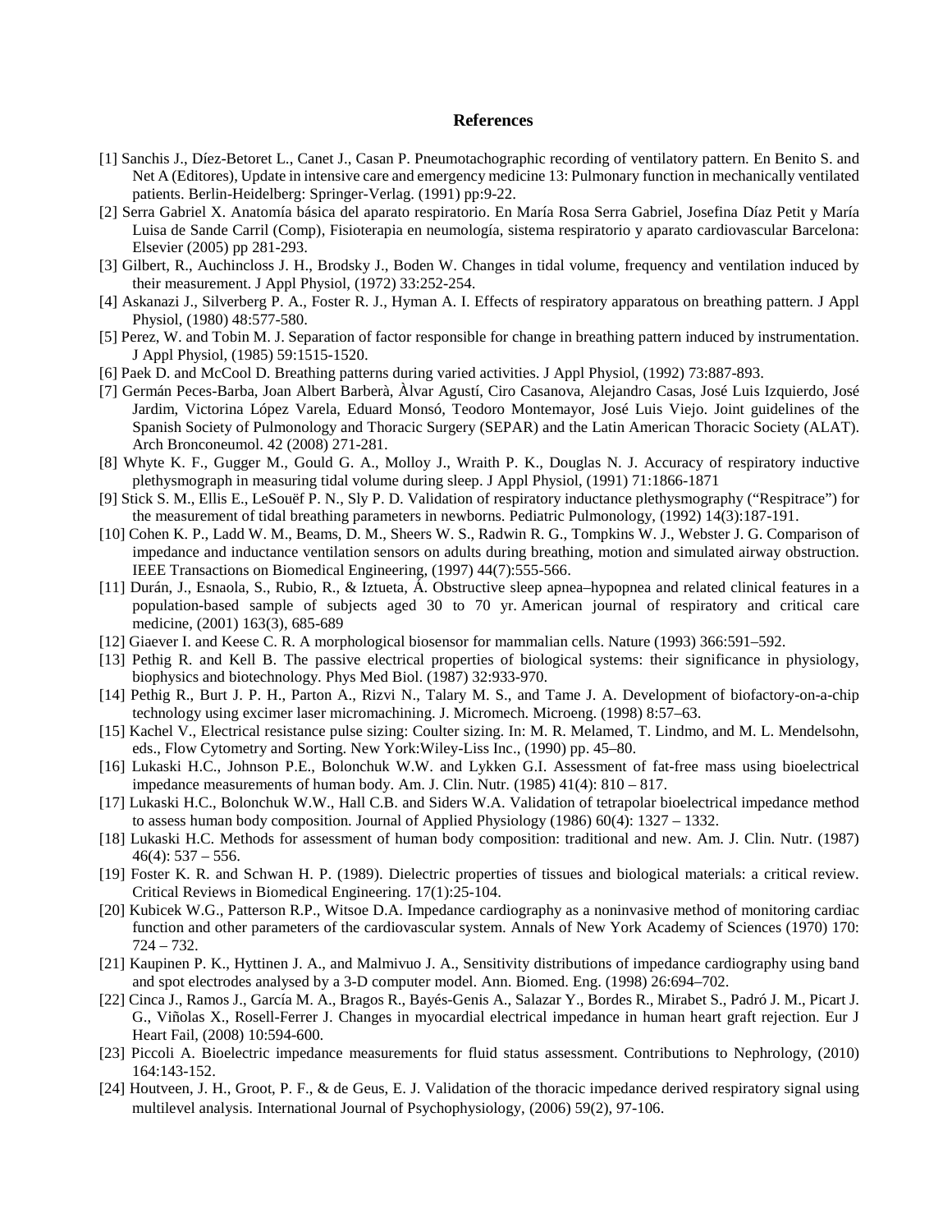## References

[1] Sanchis J., Díez-Betoret L., Canet J., Casan P. Pneumotachographic recording of ventilatory pattern. En Benito S. and Net A (Editores), Update in intensive care and emergency medicine 13: Pulmonary function in mechanically ventilated patients. Berlin-Heidelberg: Springer-Verlag. (1991) pp:9-22.

[2] Serra Gabriel X. Anatomía básica del aparato respiratorio. En María Rosa Serra Gabriel, Josefina Díaz Petit y María Luisa de Sande Carril (Comp), Fisioterapia en neumología, sistema respiratorio y aparato cardiovascular Barcelona: Elsevier (2005) pp 281-293.

[3] Gilbert, R., Auchincloss J. H., Brodsky J., Boden W. Changes in tidal volume, frequency and ventilation induced by their measurement. J Appl Physiol, (1972) 33:252-254.

[4] Askanazi J., Silverberg P. A., Foster R. J., Hyman A. I. Effects of respiratory apparatous on breathing pattern. J Appl Physiol, (1980) 48:577-580.

[5] Perez, W. and Tobin M. J. Separation of factor responsible for change in breathing pattern induced by instrumentation. J Appl Physiol, (1985) 59:1515-1520.

[6] Paek D. and McCool D. Breathing patterns during varied activities. J Appl Physiol, (1992) 73:887-893.

[7] Germán Peces-Barba, Joan Albert Barberà, Àlvar Agustí, Ciro Casanova, Alejandro Casas, José Luis Izquierdo, José Jardim, Victorina López Varela, Eduard Monsó, Teodoro Montemayor, José Luis Viejo. Joint guidelines of the Spanish Society of Pulmonology and Thoracic Surgery (SEPAR) and the Latin American Thoracic Society (ALAT). Arch Bronconeumol. 42 (2008) 271-281.

[8] Whyte K. F., Gugger M., Gould G. A., Molloy J., Wraith P. K., Douglas N. J. Accuracy of respiratory inductive plethysmograph in measuring tidal volume during sleep. J Appl Physiol, (1991) 71:1866-1871

[9] Stick S. M., Ellis E., LeSouëf P. N., Sly P. D. Validation of respiratory inductance plethysmography ("Respitrace") for the measurement of tidal breathing parameters in newborns. Pediatric Pulmonology, (1992) 14(3):187-191.

[10] Cohen K. P., Ladd W. M., Beams, D. M., Sheers W. S., Radwin R. G., Tompkins W. J., Webster J. G. Comparison of impedance and inductance ventilation sensors on adults during breathing, motion and simulated airway obstruction. IEEE Transactions on Biomedical Engineering, (1997) 44(7):555-566.

[11] Durán, J., Esnaola, S., Rubio, R., & Iztueta, Á. Obstructive sleep apnea–hypopnea and related clinical features in a population-based sample of subjects aged 30 to 70 yr. American journal of respiratory and critical care medicine, (2001) 163(3), 685-689

[12] Giaever I. and Keese C. R. A morphological biosensor for mammalian cells. Nature (1993) 366:591–592.

[13] Pethig R. and Kell B. The passive electrical properties of biological systems: their significance in physiology, biophysics and biotechnology. Phys Med Biol. (1987) 32:933-970.

[14] Pethig R., Burt J. P. H., Parton A., Rizvi N., Talary M. S., and Tame J. A. Development of biofactory-on-a-chip technology using excimer laser micromachining. J. Micromech. Microeng. (1998) 8:57–63.

[15] Kachel V., Electrical resistance pulse sizing: Coulter sizing. In: M. R. Melamed, T. Lindmo, and M. L. Mendelsohn, eds., Flow Cytometry and Sorting. New York:Wiley-Liss Inc., (1990) pp. 45–80.

[16] Lukaski H.C., Johnson P.E., Bolonchuk W.W. and Lykken G.I. Assessment of fat-free mass using bioelectrical impedance measurements of human body. Am. J. Clin. Nutr. (1985) 41(4): 810 – 817.

[17] Lukaski H.C., Bolonchuk W.W., Hall C.B. and Siders W.A. Validation of tetrapolar bioelectrical impedance method to assess human body composition. Journal of Applied Physiology (1986) 60(4): 1327 – 1332.

[18] Lukaski H.C. Methods for assessment of human body composition: traditional and new. Am. J. Clin. Nutr. (1987) 46(4): 537 – 556.

[19] Foster K. R. and Schwan H. P. (1989). Dielectric properties of tissues and biological materials: a critical review. Critical Reviews in Biomedical Engineering. 17(1):25-104.

[20] Kubicek W.G., Patterson R.P., Witsoe D.A. Impedance cardiography as a noninvasive method of monitoring cardiac function and other parameters of the cardiovascular system. Annals of New York Academy of Sciences (1970) 170: 724 – 732.

[21] Kaupinen P. K., Hyttinen J. A., and Malmivuo J. A., Sensitivity distributions of impedance cardiography using band and spot electrodes analysed by a 3-D computer model. Ann. Biomed. Eng. (1998) 26:694–702.

[22] Cinca J., Ramos J., García M. A., Bragos R., Bayés-Genis A., Salazar Y., Bordes R., Mirabet S., Padró J. M., Picart J. G., Viñolas X., Rosell-Ferrer J. Changes in myocardial electrical impedance in human heart graft rejection. Eur J Heart Fail, (2008) 10:594-600.

[23] Piccoli A. Bioelectric impedance measurements for fluid status assessment. Contributions to Nephrology, (2010) 164:143-152.

[24] Houtveen, J. H., Groot, P. F., & de Geus, E. J. Validation of the thoracic impedance derived respiratory signal using multilevel analysis. International Journal of Psychophysiology, (2006) 59(2), 97-106.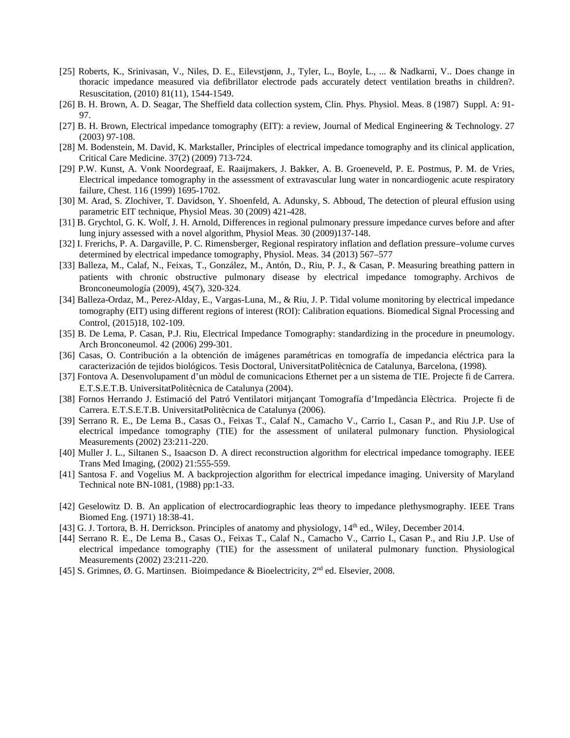[25] Roberts, K., Srinivasan, V., Niles, D. E., Eilevstjønn, J., Tyler, L., Boyle, L., ... & Nadkarni, V.. Does change in thoracic impedance measured via defibrillator electrode pads accurately detect ventilation breaths in children?. Resuscitation, (2010) 81(11), 1544-1549.

[26] B. H. Brown, A. D. Seagar, The Sheffield data collection system, Clin. Phys. Physiol. Meas. 8 (1987) Suppl. A: 91-97.

[27] B. H. Brown, Electrical impedance tomography (EIT): a review, Journal of Medical Engineering & Technology. 27 (2003) 97-108.

[28] M. Bodenstein, M. David, K. Markstaller, Principles of electrical impedance tomography and its clinical application, Critical Care Medicine. 37(2) (2009) 713-724.

[29] P.W. Kunst, A. Vonk Noordegraaf, E. Raaijmakers, J. Bakker, A. B. Groeneveld, P. E. Postmus, P. M. de Vries, Electrical impedance tomography in the assessment of extravascular lung water in noncardiogenic acute respiratory failure, Chest. 116 (1999) 1695-1702.

[30] M. Arad, S. Zlochiver, T. Davidson, Y. Shoenfeld, A. Adunsky, S. Abboud, The detection of pleural effusion using parametric EIT technique, Physiol Meas. 30 (2009) 421-428.

[31] B. Grychtol, G. K. Wolf, J. H. Arnold, Differences in regional pulmonary pressure impedance curves before and after lung injury assessed with a novel algorithm, Physiol Meas. 30 (2009)137-148.

[32] I. Frerichs, P. A. Dargaville, P. C. Rimensberger, Regional respiratory inflation and deflation pressure–volume curves determined by electrical impedance tomography, Physiol. Meas. 34 (2013) 567–577

[33] Balleza, M., Calaf, N., Feixas, T., González, M., Antón, D., Riu, P. J., & Casan, P. Measuring breathing pattern in patients with chronic obstructive pulmonary disease by electrical impedance tomography. Archivos de Bronconeumología (2009), 45(7), 320-324.

[34] Balleza-Ordaz, M., Perez-Alday, E., Vargas-Luna, M., & Riu, J. P. Tidal volume monitoring by electrical impedance tomography (EIT) using different regions of interest (ROI): Calibration equations. Biomedical Signal Processing and Control, (2015)18, 102-109.

[35] B. De Lema, P. Casan, P.J. Riu, Electrical Impedance Tomography: standardizing in the procedure in pneumology. Arch Bronconeumol. 42 (2006) 299-301.

[36] Casas, O. Contribución a la obtención de imágenes paramétricas en tomografía de impedancia eléctrica para la caracterización de tejidos biológicos. Tesis Doctoral, UniversitatPolitècnica de Catalunya, Barcelona, (1998).

[37] Fontova A. Desenvolupament d'un mòdul de comunicacions Ethernet per a un sistema de TIE. Projecte fi de Carrera. E.T.S.E.T.B. UniversitatPolitècnica de Catalunya (2004).

[38] Fornos Herrando J. Estimació del Patró Ventilatori mitjançant Tomografía d'Impedància Elèctrica. Projecte fi de Carrera. E.T.S.E.T.B. UniversitatPolitècnica de Catalunya (2006).

[39] Serrano R. E., De Lema B., Casas O., Feixas T., Calaf N., Camacho V., Carrio I., Casan P., and Riu J.P. Use of electrical impedance tomography (TIE) for the assessment of unilateral pulmonary function. Physiological Measurements (2002) 23:211-220.

[40] Muller J. L., Siltanen S., Isaacson D. A direct reconstruction algorithm for electrical impedance tomography. IEEE Trans Med Imaging, (2002) 21:555-559.

[41] Santosa F. and Vogelius M. A backprojection algorithm for electrical impedance imaging. University of Maryland Technical note BN-1081, (1988) pp:1-33.

[42] Geselowitz D. B. An application of electrocardiographic leas theory to impedance plethysmography. IEEE Trans Biomed Eng. (1971) 18:38-41.

[43] G. J. Tortora, B. H. Derrickson. Principles of anatomy and physiology, 14th ed., Wiley, December 2014.

[44] Serrano R. E., De Lema B., Casas O., Feixas T., Calaf N., Camacho V., Carrio I., Casan P., and Riu J.P. Use of electrical impedance tomography (TIE) for the assessment of unilateral pulmonary function. Physiological Measurements (2002) 23:211-220.

[45] S. Grimnes, Ø. G. Martinsen. Bioimpedance & Bioelectricity, 2nd ed. Elsevier, 2008.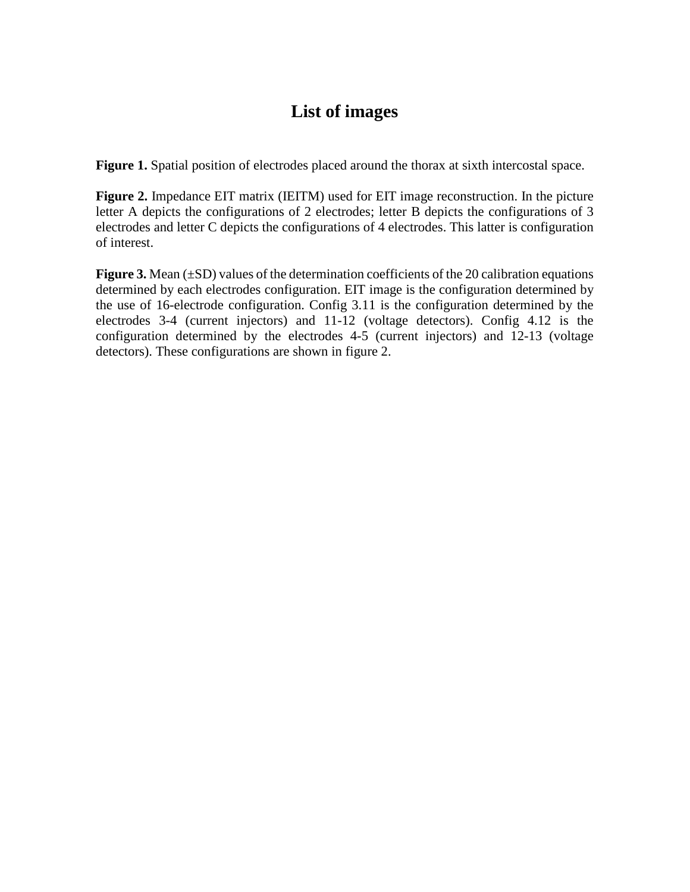# List of images

**Figure 1.** Spatial position of electrodes placed around the thorax at sixth intercostal space.

**Figure 2.** Impedance EIT matrix (IEITM) used for EIT image reconstruction. In the picture letter A depicts the configurations of 2 electrodes; letter B depicts the configurations of 3 electrodes and letter C depicts the configurations of 4 electrodes. This latter is configuration of interest.

**Figure 3.** Mean (±SD) values of the determination coefficients of the 20 calibration equations determined by each electrodes configuration. EIT image is the configuration determined by the use of 16-electrode configuration. Config 3.11 is the configuration determined by the electrodes 3-4 (current injectors) and 11-12 (voltage detectors). Config 4.12 is the configuration determined by the electrodes 4-5 (current injectors) and 12-13 (voltage detectors). These configurations are shown in figure 2.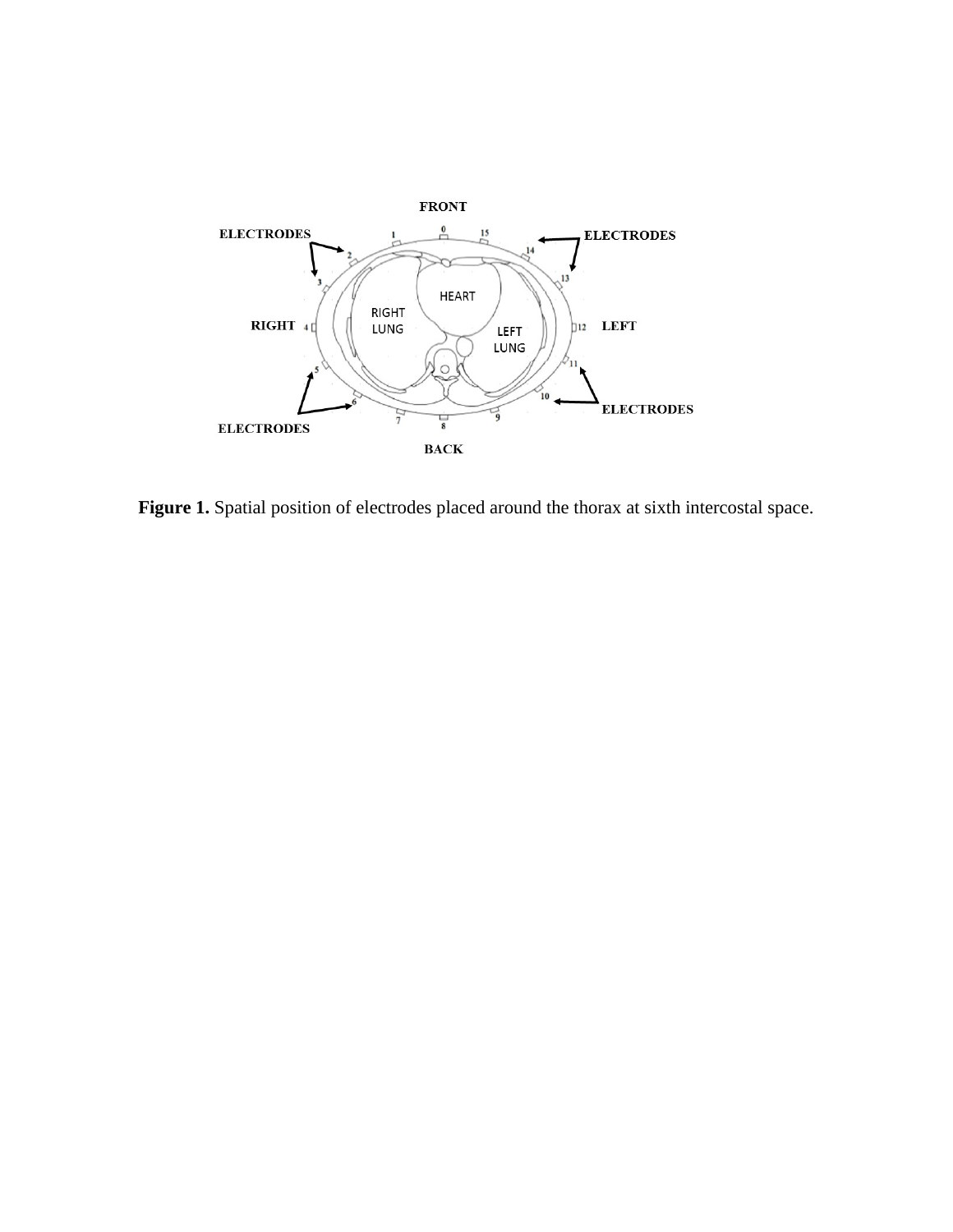**Figure 1.** Spatial position of electrodes placed around the thorax at sixth intercostal space.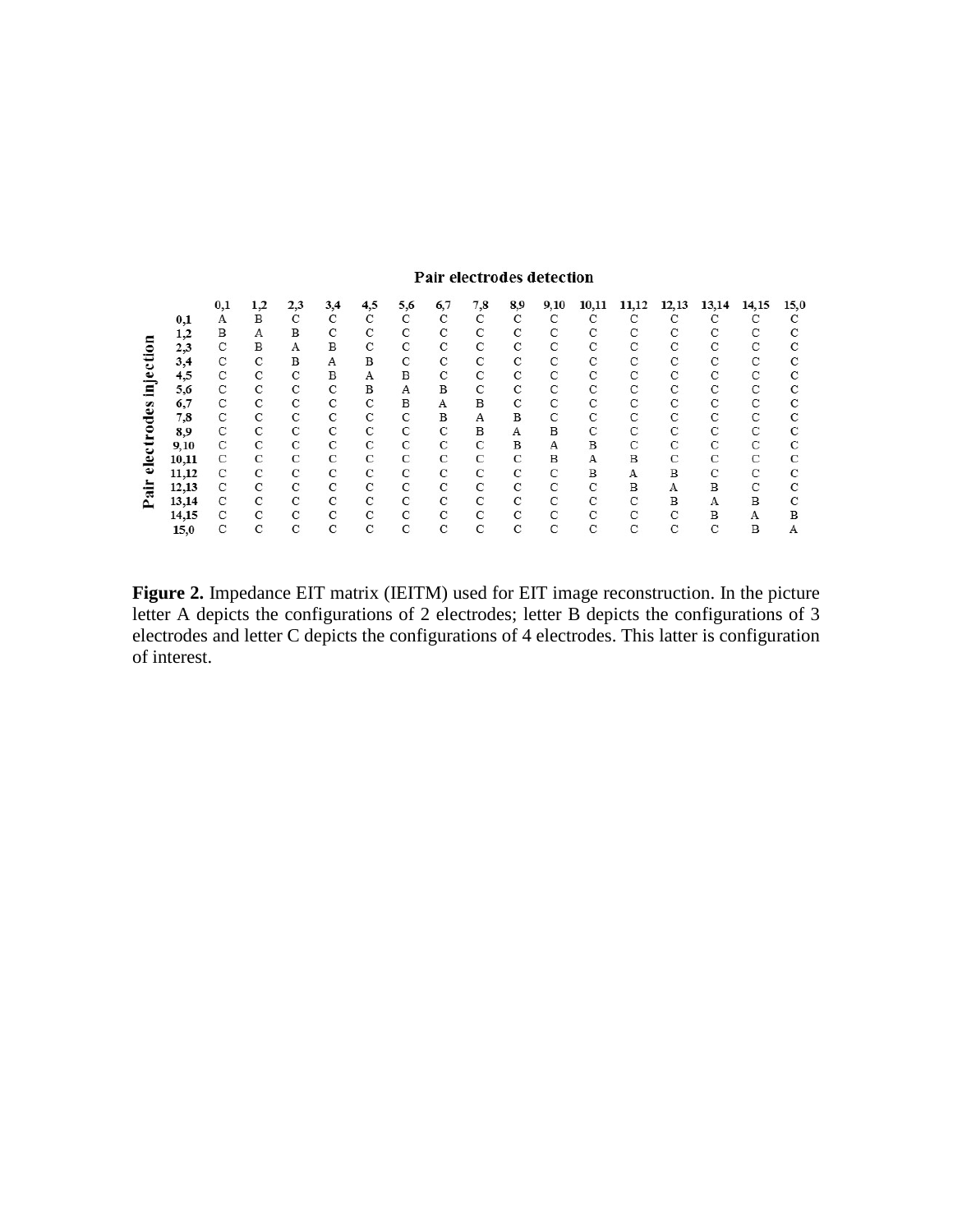**Pair electrodes detection**

| Pair electrodes injection | 0,1 | 1,2 | 2,3 | 3,4 | 4,5 | 5,6 | 6,7 | 7,8 | 8,9 | 9,10 | 10,11 | 11,12 | 12,13 | 13,14 | 14,15 | 15,0 |
|---|---|---|---|---|---|---|---|---|---|---|---|---|---|---|---|---|
| **0,1** | A | B | C | C | C | C | C | C | C | C | C | C | C | C | C | C |
| **1,2** | B | A | B | C | C | C | C | C | C | C | C | C | C | C | C | C |
| **2,3** | C | B | A | B | C | C | C | C | C | C | C | C | C | C | C | C |
| **3,4** | C | C | B | A | B | C | C | C | C | C | C | C | C | C | C | C |
| **4,5** | C | C | C | B | A | B | C | C | C | C | C | C | C | C | C | C |
| **5,6** | C | C | C | C | B | A | B | C | C | C | C | C | C | C | C | C |
| **6,7** | C | C | C | C | C | B | A | B | C | C | C | C | C | C | C | C |
| **7,8** | C | C | C | C | C | C | B | A | B | C | C | C | C | C | C | C |
| **8,9** | C | C | C | C | C | C | C | B | A | B | C | C | C | C | C | C |
| **9,10** | C | C | C | C | C | C | C | C | B | A | B | C | C | C | C | C |
| **10,11** | C | C | C | C | C | C | C | C | C | B | A | B | C | C | C | C |
| **11,12** | C | C | C | C | C | C | C | C | C | C | B | A | B | C | C | C |
| **12,13** | C | C | C | C | C | C | C | C | C | C | C | B | A | B | C | C |
| **13,14** | C | C | C | C | C | C | C | C | C | C | C | C | B | A | B | C |
| **14,15** | C | C | C | C | C | C | C | C | C | C | C | C | C | B | A | B |
| **15,0** | C | C | C | C | C | C | C | C | C | C | C | C | C | C | B | A |

**Figure 2.** Impedance EIT matrix (IEITM) used for EIT image reconstruction. In the picture letter A depicts the configurations of 2 electrodes; letter B depicts the configurations of 3 electrodes and letter C depicts the configurations of 4 electrodes. This latter is configuration of interest.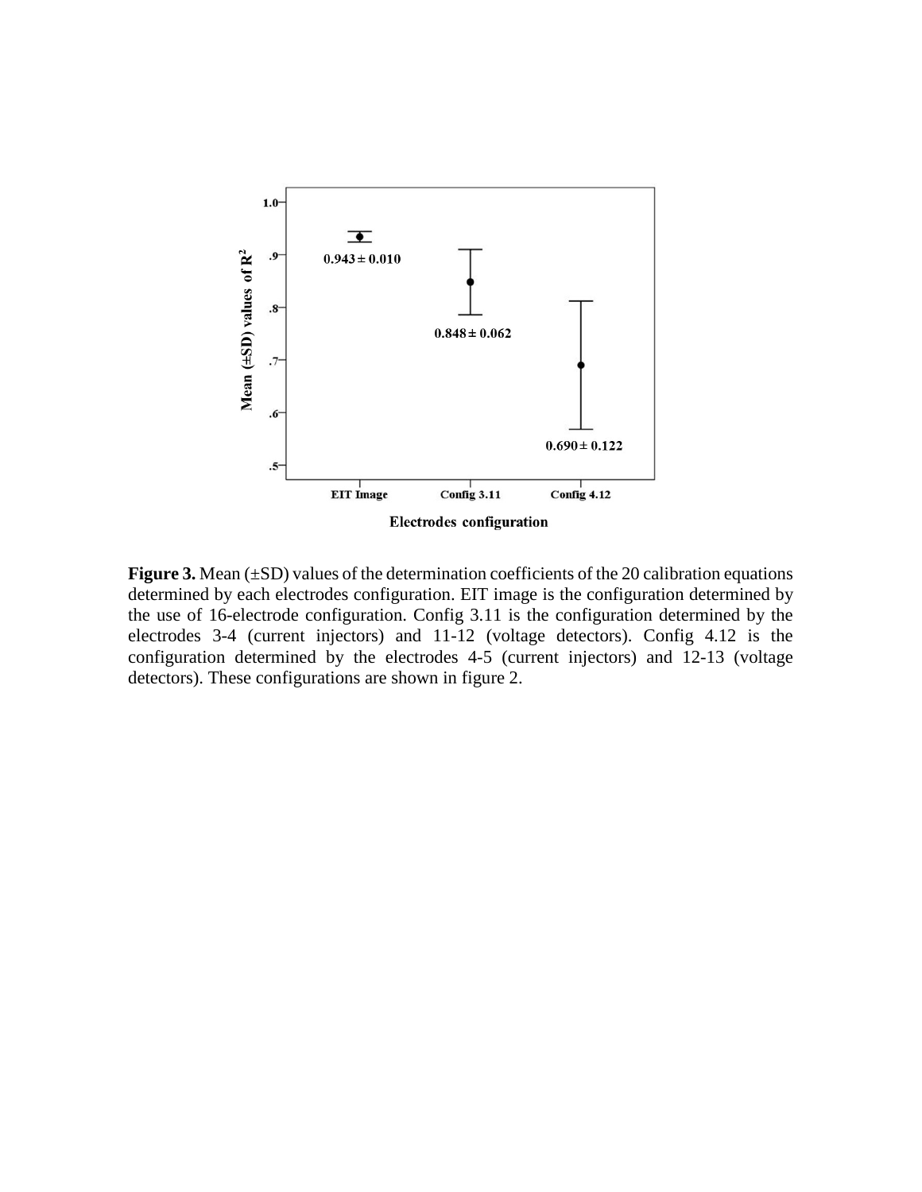**Figure 3.** Mean (±SD) values of the determination coefficients of the 20 calibration equations determined by each electrodes configuration. EIT image is the configuration determined by the use of 16-electrode configuration. Config 3.11 is the configuration determined by the electrodes 3-4 (current injectors) and 11-12 (voltage detectors). Config 4.12 is the configuration determined by the electrodes 4-5 (current injectors) and 12-13 (voltage detectors). These configurations are shown in figure 2.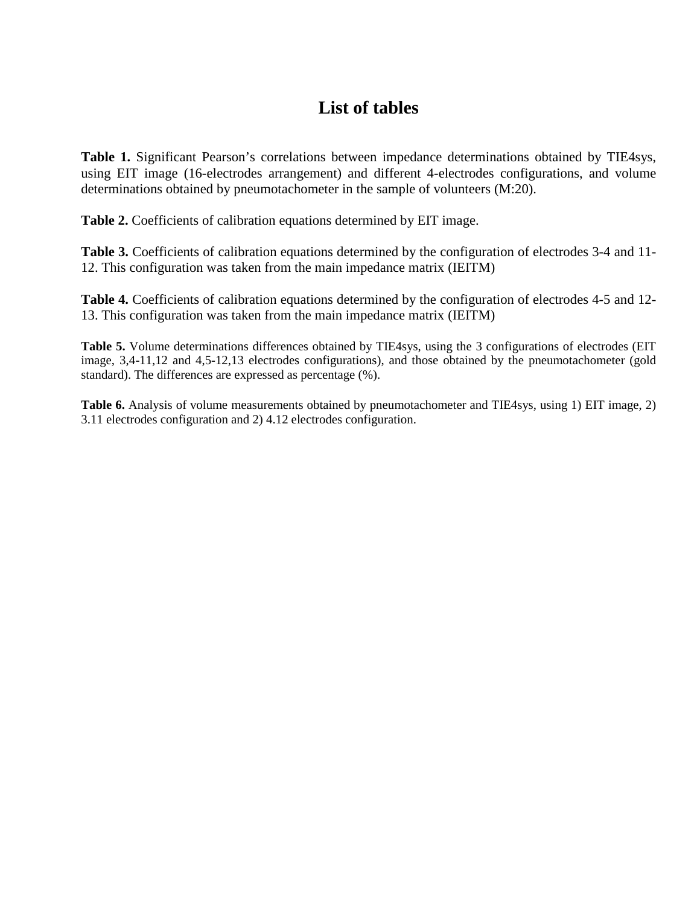# List of tables

**Table 1.** Significant Pearson's correlations between impedance determinations obtained by TIE4sys, using EIT image (16-electrodes arrangement) and different 4-electrodes configurations, and volume determinations obtained by pneumotachometer in the sample of volunteers (M:20).

**Table 2.** Coefficients of calibration equations determined by EIT image.

**Table 3.** Coefficients of calibration equations determined by the configuration of electrodes 3-4 and 11-12. This configuration was taken from the main impedance matrix (IEITM)

**Table 4.** Coefficients of calibration equations determined by the configuration of electrodes 4-5 and 12-13. This configuration was taken from the main impedance matrix (IEITM)

**Table 5.** Volume determinations differences obtained by TIE4sys, using the 3 configurations of electrodes (EIT image, 3,4-11,12 and 4,5-12,13 electrodes configurations), and those obtained by the pneumotachometer (gold standard). The differences are expressed as percentage (%).

**Table 6.** Analysis of volume measurements obtained by pneumotachometer and TIE4sys, using 1) EIT image, 2) 3.11 electrodes configuration and 2) 4.12 electrodes configuration.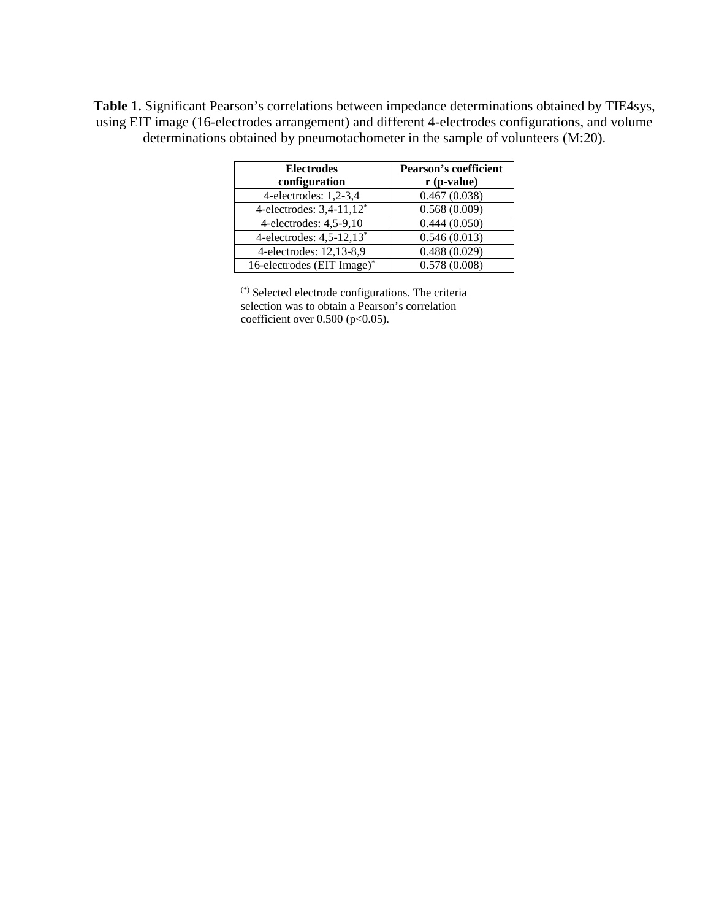**Table 1.** Significant Pearson's correlations between impedance determinations obtained by TIE4sys, using EIT image (16-electrodes arrangement) and different 4-electrodes configurations, and volume determinations obtained by pneumotachometer in the sample of volunteers (M:20).

| **Electrodes configuration** | **Pearson's coefficient r (p-value)** |
|---|---|
| 4-electrodes: 1,2-3,4 | 0.467 (0.038) |
| 4-electrodes: 3,4-11,12* | 0.568 (0.009) |
| 4-electrodes: 4,5-9,10 | 0.444 (0.050) |
| 4-electrodes: 4,5-12,13* | 0.546 (0.013) |
| 4-electrodes: 12,13-8,9 | 0.488 (0.029) |
| 16-electrodes (EIT Image)* | 0.578 (0.008) |

(*) Selected electrode configurations. The criteria selection was to obtain a Pearson's correlation coefficient over 0.500 ($p<0.05$).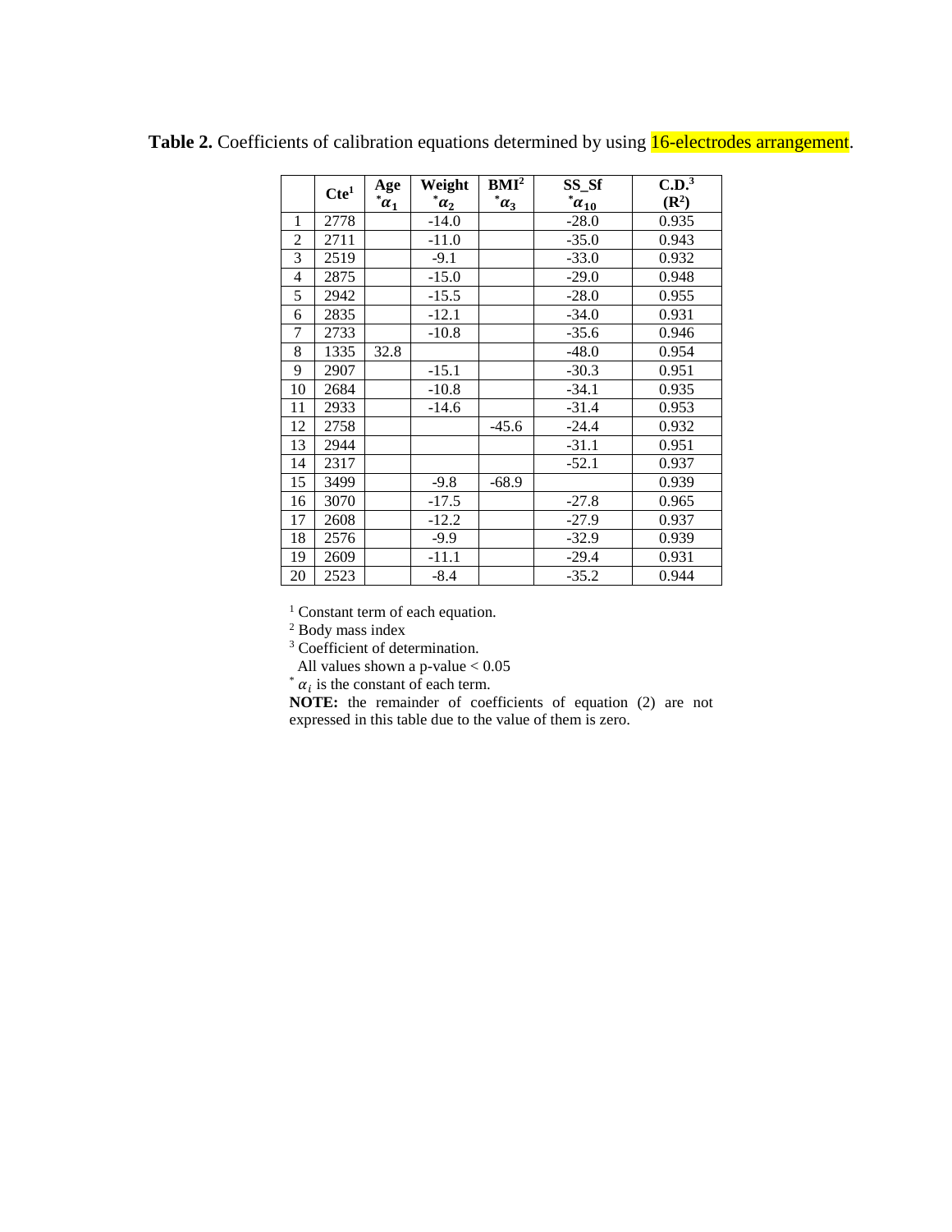**Table 2.** Coefficients of calibration equations determined by using 16-electrodes arrangement.

| | Cte[1] | Age $^*\alpha_1$ | Weight $^*\alpha_2$ | BMI[2] $^*\alpha_3$ | SS_Sf $^*\alpha_{10}$ | C.D.[3] ($R^2$) |
|---|---|---|---|---|---|---|
| 1 | 2778 | | -14.0 | | -28.0 | 0.935 |
| 2 | 2711 | | -11.0 | | -35.0 | 0.943 |
| 3 | 2519 | | -9.1 | | -33.0 | 0.932 |
| 4 | 2875 | | -15.0 | | -29.0 | 0.948 |
| 5 | 2942 | | -15.5 | | -28.0 | 0.955 |
| 6 | 2835 | | -12.1 | | -34.0 | 0.931 |
| 7 | 2733 | | -10.8 | | -35.6 | 0.946 |
| 8 | 1335 | 32.8 | | | -48.0 | 0.954 |
| 9 | 2907 | | -15.1 | | -30.3 | 0.951 |
| 10 | 2684 | | -10.8 | | -34.1 | 0.935 |
| 11 | 2933 | | -14.6 | | -31.4 | 0.953 |
| 12 | 2758 | | | -45.6 | -24.4 | 0.932 |
| 13 | 2944 | | | | -31.1 | 0.951 |
| 14 | 2317 | | | | -52.1 | 0.937 |
| 15 | 3499 | | -9.8 | -68.9 | | 0.939 |
| 16 | 3070 | | -17.5 | | -27.8 | 0.965 |
| 17 | 2608 | | -12.2 | | -27.9 | 0.937 |
| 18 | 2576 | | -9.9 | | -32.9 | 0.939 |
| 19 | 2609 | | -11.1 | | -29.4 | 0.931 |
| 20 | 2523 | | -8.4 | | -35.2 | 0.944 |

[1] Constant term of each equation.
[2] Body mass index
[3] Coefficient of determination.
All values shown a p-value $< 0.05$
[*] $\alpha_i$ is the constant of each term.
**NOTE:** the remainder of coefficients of equation (2) are not expressed in this table due to the value of them is zero.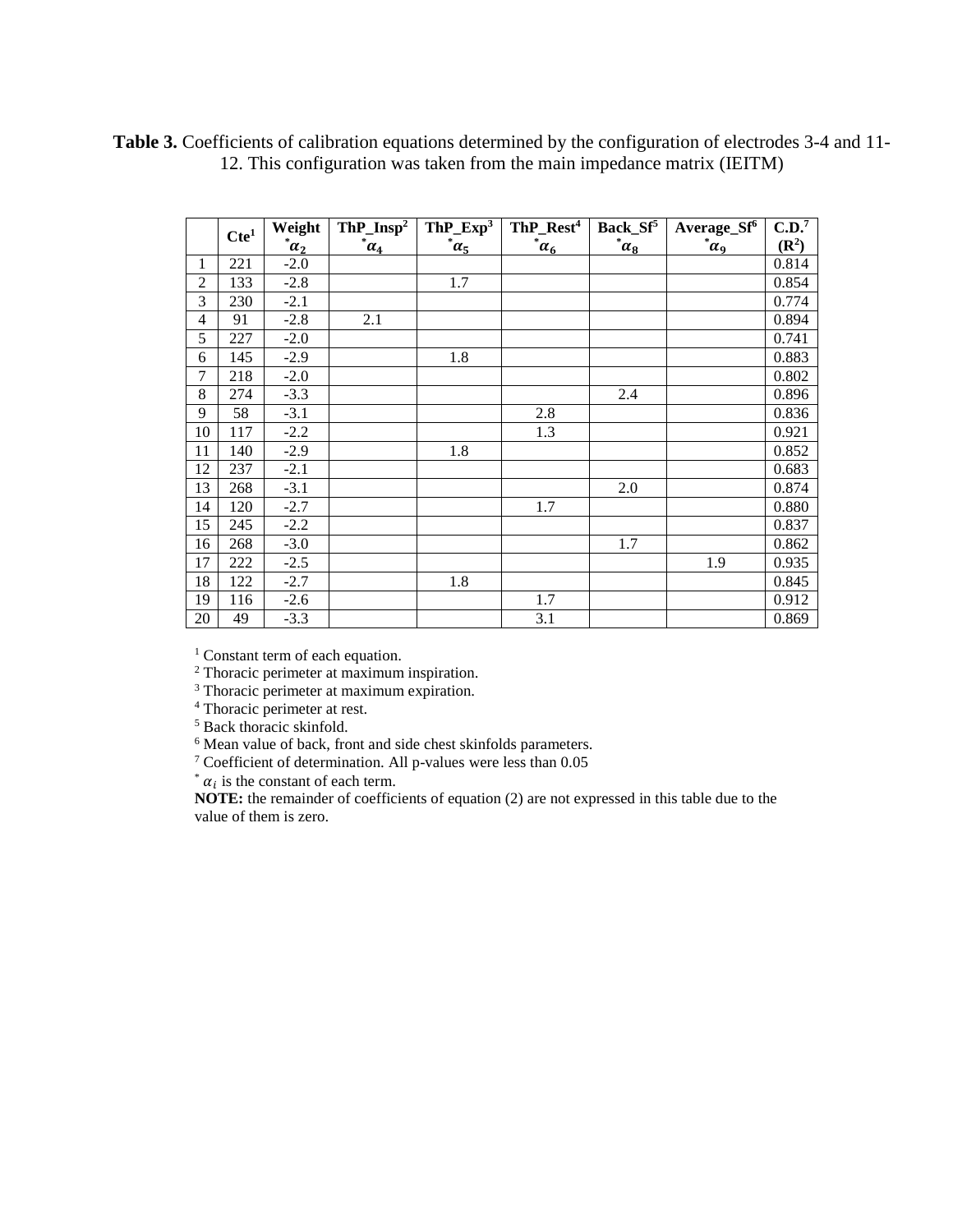**Table 3.** Coefficients of calibration equations determined by the configuration of electrodes 3-4 and 11-12. This configuration was taken from the main impedance matrix (IEITM)

| | Cte[1] | Weight $^*\alpha_2$ | ThP_Insp[2] $^*\alpha_4$ | ThP_Exp[3] $^*\alpha_5$ | ThP_Rest[4] $^*\alpha_6$ | Back_Sf[5] $^*\alpha_8$ | Average_Sf[6] $^*\alpha_9$ | C.D.[7] ($R^2$) |
|---|---|---|---|---|---|---|---|---|
| 1 | 221 | -2.0 | | | | | | 0.814 |
| 2 | 133 | -2.8 | | 1.7 | | | | 0.854 |
| 3 | 230 | -2.1 | | | | | | 0.774 |
| 4 | 91 | -2.8 | 2.1 | | | | | 0.894 |
| 5 | 227 | -2.0 | | | | | | 0.741 |
| 6 | 145 | -2.9 | | 1.8 | | | | 0.883 |
| 7 | 218 | -2.0 | | | | | | 0.802 |
| 8 | 274 | -3.3 | | | | 2.4 | | 0.896 |
| 9 | 58 | -3.1 | | | 2.8 | | | 0.836 |
| 10 | 117 | -2.2 | | | 1.3 | | | 0.921 |
| 11 | 140 | -2.9 | | 1.8 | | | | 0.852 |
| 12 | 237 | -2.1 | | | | | | 0.683 |
| 13 | 268 | -3.1 | | | | 2.0 | | 0.874 |
| 14 | 120 | -2.7 | | | 1.7 | | | 0.880 |
| 15 | 245 | -2.2 | | | | | | 0.837 |
| 16 | 268 | -3.0 | | | | 1.7 | | 0.862 |
| 17 | 222 | -2.5 | | | | | 1.9 | 0.935 |
| 18 | 122 | -2.7 | | 1.8 | | | | 0.845 |
| 19 | 116 | -2.6 | | | 1.7 | | | 0.912 |
| 20 | 49 | -3.3 | | | 3.1 | | | 0.869 |

[1] Constant term of each equation.
[2] Thoracic perimeter at maximum inspiration.
[3] Thoracic perimeter at maximum expiration.
[4] Thoracic perimeter at rest.
[5] Back thoracic skinfold.
[6] Mean value of back, front and side chest skinfolds parameters.
[7] Coefficient of determination. All p-values were less than 0.05
[*] $\alpha_i$ is the constant of each term.

**NOTE:** the remainder of coefficients of equation (2) are not expressed in this table due to the value of them is zero.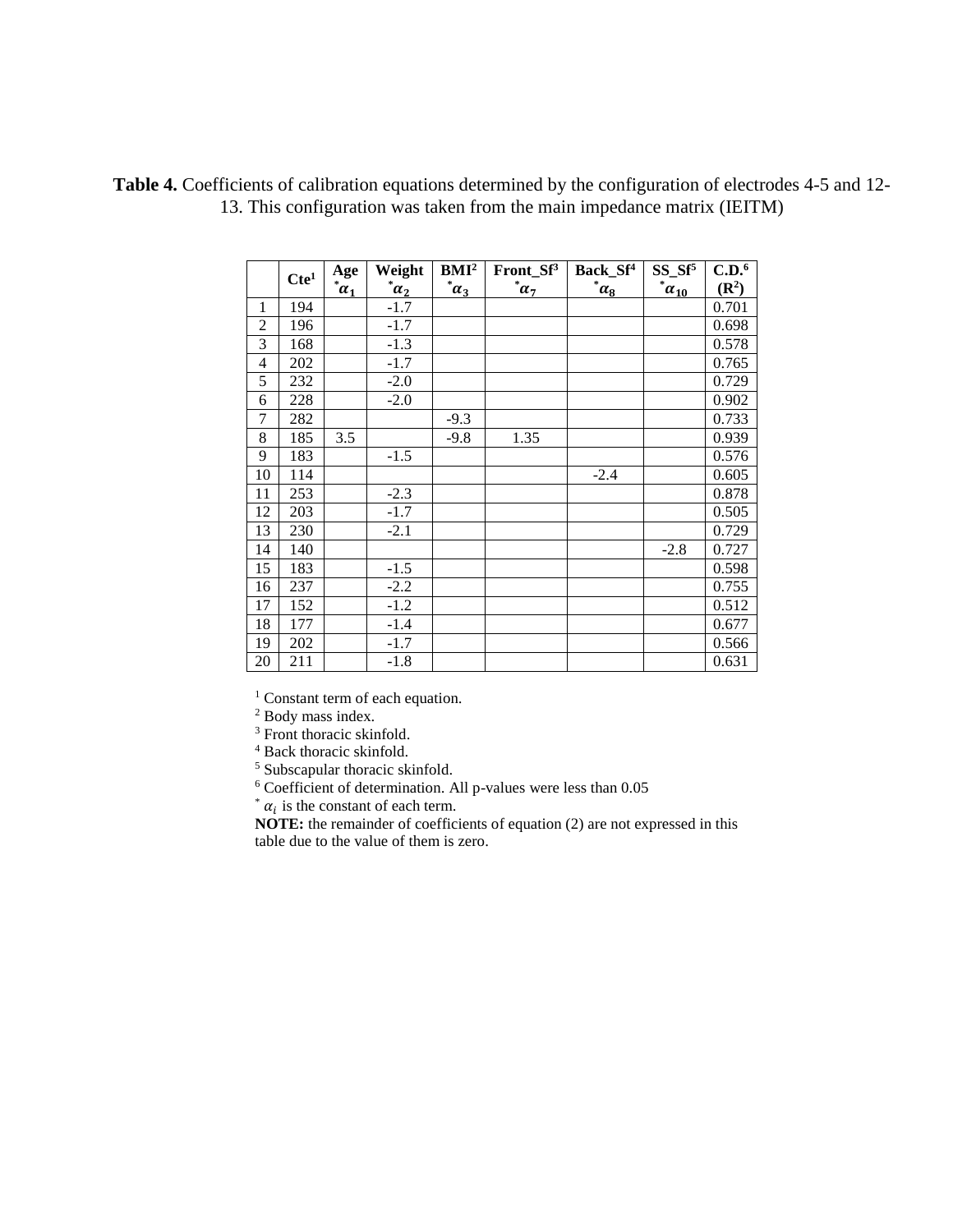**Table 4.** Coefficients of calibration equations determined by the configuration of electrodes 4-5 and 12-13. This configuration was taken from the main impedance matrix (IEITM)

| | Cte[1] | Age $^*\alpha_1$ | Weight $^*\alpha_2$ | BMI[2] $^*\alpha_3$ | Front_Sf[3] $^*\alpha_7$ | Back_Sf[4] $^*\alpha_8$ | SS_Sf[5] $^*\alpha_{10}$ | C.D.[6] ($R^2$) |
|---|---|---|---|---|---|---|---|---|
| 1 | 194 | | -1.7 | | | | | 0.701 |
| 2 | 196 | | -1.7 | | | | | 0.698 |
| 3 | 168 | | -1.3 | | | | | 0.578 |
| 4 | 202 | | -1.7 | | | | | 0.765 |
| 5 | 232 | | -2.0 | | | | | 0.729 |
| 6 | 228 | | -2.0 | | | | | 0.902 |
| 7 | 282 | | | -9.3 | | | | 0.733 |
| 8 | 185 | 3.5 | | -9.8 | 1.35 | | | 0.939 |
| 9 | 183 | | -1.5 | | | | | 0.576 |
| 10 | 114 | | | | | -2.4 | | 0.605 |
| 11 | 253 | | -2.3 | | | | | 0.878 |
| 12 | 203 | | -1.7 | | | | | 0.505 |
| 13 | 230 | | -2.1 | | | | | 0.729 |
| 14 | 140 | | | | | | -2.8 | 0.727 |
| 15 | 183 | | -1.5 | | | | | 0.598 |
| 16 | 237 | | -2.2 | | | | | 0.755 |
| 17 | 152 | | -1.2 | | | | | 0.512 |
| 18 | 177 | | -1.4 | | | | | 0.677 |
| 19 | 202 | | -1.7 | | | | | 0.566 |
| 20 | 211 | | -1.8 | | | | | 0.631 |

[1] Constant term of each equation.
[2] Body mass index.
[3] Front thoracic skinfold.
[4] Back thoracic skinfold.
[5] Subscapular thoracic skinfold.
[6] Coefficient of determination. All p-values were less than 0.05
$^*$ $\alpha_i$ is the constant of each term.
**NOTE:** the remainder of coefficients of equation (2) are not expressed in this table due to the value of them is zero.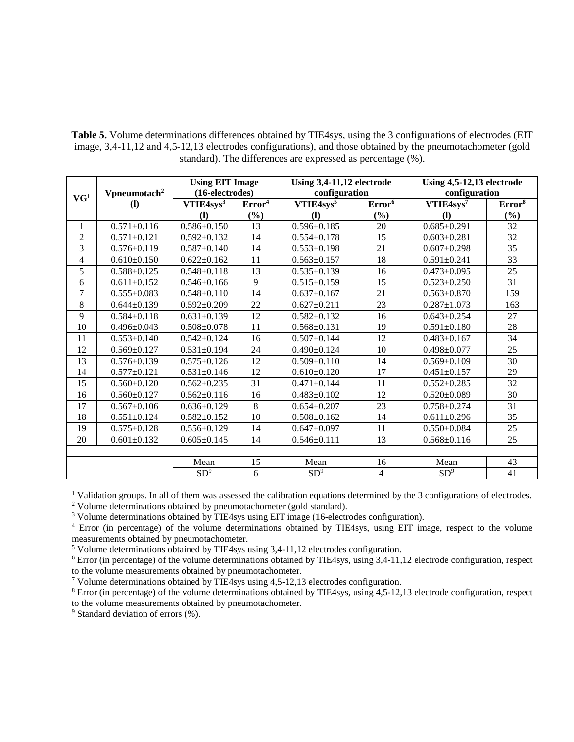**Table 5.** Volume determinations differences obtained by TIE4sys, using the 3 configurations of electrodes (EIT image, 3,4-11,12 and 4,5-12,13 electrodes configurations), and those obtained by the pneumotachometer (gold standard). The differences are expressed as percentage (%).

| VG[1] | Vpneumotach[2] (l) | Using EIT Image (16-electrodes) | | Using 3,4-11,12 electrode configuration | | Using 4,5-12,13 electrode configuration | |
|---|---|---|---|---|---|---|---|
| | | VTIE4sys[3] (l) | Error[4] (%) | VTIE4sys[5] (l) | Error[6] (%) | VTIE4sys[7] (l) | Error[8] (%) |
| 1 | 0.571±0.116 | 0.586±0.150 | 13 | 0.596±0.185 | 20 | 0.685±0.291 | 32 |
| 2 | 0.571±0.121 | 0.592±0.132 | 14 | 0.554±0.178 | 15 | 0.603±0.281 | 32 |
| 3 | 0.576±0.119 | 0.587±0.140 | 14 | 0.553±0.198 | 21 | 0.607±0.298 | 35 |
| 4 | 0.610±0.150 | 0.622±0.162 | 11 | 0.563±0.157 | 18 | 0.591±0.241 | 33 |
| 5 | 0.588±0.125 | 0.548±0.118 | 13 | 0.535±0.139 | 16 | 0.473±0.095 | 25 |
| 6 | 0.611±0.152 | 0.546±0.166 | 9 | 0.515±0.159 | 15 | 0.523±0.250 | 31 |
| 7 | 0.555±0.083 | 0.548±0.110 | 14 | 0.637±0.167 | 21 | 0.563±0.870 | 159 |
| 8 | 0.644±0.139 | 0.592±0.209 | 22 | 0.627±0.211 | 23 | 0.287±1.073 | 163 |
| 9 | 0.584±0.118 | 0.631±0.139 | 12 | 0.582±0.132 | 16 | 0.643±0.254 | 27 |
| 10 | 0.496±0.043 | 0.508±0.078 | 11 | 0.568±0.131 | 19 | 0.591±0.180 | 28 |
| 11 | 0.553±0.140 | 0.542±0.124 | 16 | 0.507±0.144 | 12 | 0.483±0.167 | 34 |
| 12 | 0.569±0.127 | 0.531±0.194 | 24 | 0.490±0.124 | 10 | 0.498±0.077 | 25 |
| 13 | 0.576±0.139 | 0.575±0.126 | 12 | 0.509±0.110 | 14 | 0.569±0.109 | 30 |
| 14 | 0.577±0.121 | 0.531±0.146 | 12 | 0.610±0.120 | 17 | 0.451±0.157 | 29 |
| 15 | 0.560±0.120 | 0.562±0.235 | 31 | 0.471±0.144 | 11 | 0.552±0.285 | 32 |
| 16 | 0.560±0.127 | 0.562±0.116 | 16 | 0.483±0.102 | 12 | 0.520±0.089 | 30 |
| 17 | 0.567±0.106 | 0.636±0.129 | 8 | 0.654±0.207 | 23 | 0.758±0.274 | 31 |
| 18 | 0.551±0.124 | 0.582±0.152 | 10 | 0.508±0.162 | 14 | 0.611±0.296 | 35 |
| 19 | 0.575±0.128 | 0.556±0.129 | 14 | 0.647±0.097 | 11 | 0.550±0.084 | 25 |
| 20 | 0.601±0.132 | 0.605±0.145 | 14 | 0.546±0.111 | 13 | 0.568±0.116 | 25 |
| | | | | | | | |
| | | Mean | 15 | Mean | 16 | Mean | 43 |
| | | SD[9] | 6 | SD[9] | 4 | SD[9] | 41 |

[1] Validation groups. In all of them was assessed the calibration equations determined by the 3 configurations of electrodes.
[2] Volume determinations obtained by pneumotachometer (gold standard).
[3] Volume determinations obtained by TIE4sys using EIT image (16-electrodes configuration).
[4] Error (in percentage) of the volume determinations obtained by TIE4sys, using EIT image, respect to the volume measurements obtained by pneumotachometer.
[5] Volume determinations obtained by TIE4sys using 3,4-11,12 electrodes configuration.
[6] Error (in percentage) of the volume determinations obtained by TIE4sys, using 3,4-11,12 electrode configuration, respect to the volume measurements obtained by pneumotachometer.
[7] Volume determinations obtained by TIE4sys using 4,5-12,13 electrodes configuration.
[8] Error (in percentage) of the volume determinations obtained by TIE4sys, using 4,5-12,13 electrode configuration, respect to the volume measurements obtained by pneumotachometer.
[9] Standard deviation of errors (%).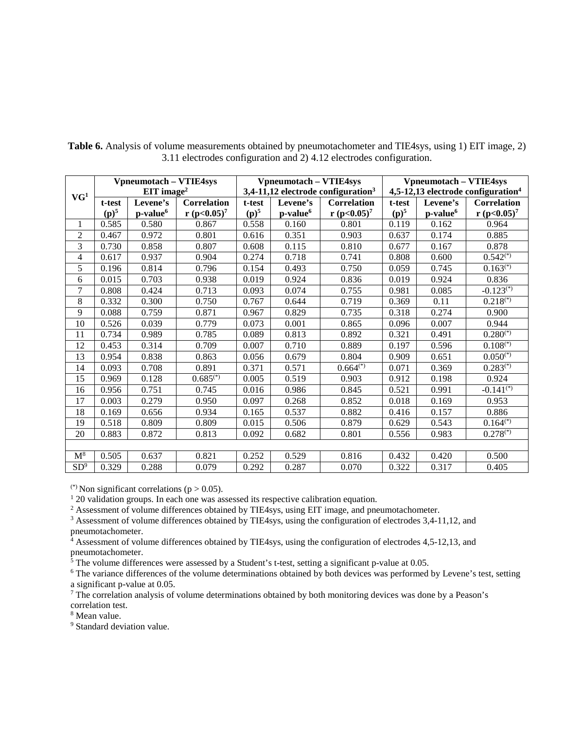**Table 6.** Analysis of volume measurements obtained by pneumotachometer and TIE4sys, using 1) EIT image, 2) 3.11 electrodes configuration and 2) 4.12 electrodes configuration.

| VG[1] | Vpneumotach – VTIE4sys EIT image[2] | | | Vpneumotach – VTIE4sys 3,4-11,12 electrode configuration[3] | | | Vpneumotach – VTIE4sys 4,5-12,13 electrode configuration[4] | | |
|---|---|---|---|---|---|---|---|---|---|
| | t-test (p)[5] | Levene's p-value[6] | Correlation r (p<0.05)[7] | t-test (p)[5] | Levene's p-value[6] | Correlation r (p<0.05)[7] | t-test (p)[5] | Levene's p-value[6] | Correlation r (p<0.05)[7] |
| 1 | 0.585 | 0.580 | 0.867 | 0.558 | 0.160 | 0.801 | 0.119 | 0.162 | 0.964 |
| 2 | 0.467 | 0.972 | 0.801 | 0.616 | 0.351 | 0.903 | 0.637 | 0.174 | 0.885 |
| 3 | 0.730 | 0.858 | 0.807 | 0.608 | 0.115 | 0.810 | 0.677 | 0.167 | 0.878 |
| 4 | 0.617 | 0.937 | 0.904 | 0.274 | 0.718 | 0.741 | 0.808 | 0.600 | 0.542(*) |
| 5 | 0.196 | 0.814 | 0.796 | 0.154 | 0.493 | 0.750 | 0.059 | 0.745 | 0.163(*) |
| 6 | 0.015 | 0.703 | 0.938 | 0.019 | 0.924 | 0.836 | 0.019 | 0.924 | 0.836 |
| 7 | 0.808 | 0.424 | 0.713 | 0.093 | 0.074 | 0.755 | 0.981 | 0.085 | -0.123(*) |
| 8 | 0.332 | 0.300 | 0.750 | 0.767 | 0.644 | 0.719 | 0.369 | 0.11 | 0.218(*) |
| 9 | 0.088 | 0.759 | 0.871 | 0.967 | 0.829 | 0.735 | 0.318 | 0.274 | 0.900 |
| 10 | 0.526 | 0.039 | 0.779 | 0.073 | 0.001 | 0.865 | 0.096 | 0.007 | 0.944 |
| 11 | 0.734 | 0.989 | 0.785 | 0.089 | 0.813 | 0.892 | 0.321 | 0.491 | 0.280(*) |
| 12 | 0.453 | 0.314 | 0.709 | 0.007 | 0.710 | 0.889 | 0.197 | 0.596 | 0.108(*) |
| 13 | 0.954 | 0.838 | 0.863 | 0.056 | 0.679 | 0.804 | 0.909 | 0.651 | 0.050(*) |
| 14 | 0.093 | 0.708 | 0.891 | 0.371 | 0.571 | 0.664(*) | 0.071 | 0.369 | 0.283(*) |
| 15 | 0.969 | 0.128 | 0.685(*) | 0.005 | 0.519 | 0.903 | 0.912 | 0.198 | 0.924 |
| 16 | 0.956 | 0.751 | 0.745 | 0.016 | 0.986 | 0.845 | 0.521 | 0.991 | -0.141(*) |
| 17 | 0.003 | 0.279 | 0.950 | 0.097 | 0.268 | 0.852 | 0.018 | 0.169 | 0.953 |
| 18 | 0.169 | 0.656 | 0.934 | 0.165 | 0.537 | 0.882 | 0.416 | 0.157 | 0.886 |
| 19 | 0.518 | 0.809 | 0.809 | 0.015 | 0.506 | 0.879 | 0.629 | 0.543 | 0.164(*) |
| 20 | 0.883 | 0.872 | 0.813 | 0.092 | 0.682 | 0.801 | 0.556 | 0.983 | 0.278(*) |
| | | | | | | | | | |
| M[8] | 0.505 | 0.637 | 0.821 | 0.252 | 0.529 | 0.816 | 0.432 | 0.420 | 0.500 |
| SD[9] | 0.329 | 0.288 | 0.079 | 0.292 | 0.287 | 0.070 | 0.322 | 0.317 | 0.405 |

(*) Non significant correlations ($p > 0.05$).

[1] 20 validation groups. In each one was assessed its respective calibration equation.

[2] Assessment of volume differences obtained by TIE4sys, using EIT image, and pneumotachometer.

[3] Assessment of volume differences obtained by TIE4sys, using the configuration of electrodes 3,4-11,12, and pneumotachometer.

[4] Assessment of volume differences obtained by TIE4sys, using the configuration of electrodes 4,5-12,13, and pneumotachometer.

[5] The volume differences were assessed by a Student's t-test, setting a significant p-value at 0.05.

[6] The variance differences of the volume determinations obtained by both devices was performed by Levene's test, setting a significant p-value at 0.05.

[7] The correlation analysis of volume determinations obtained by both monitoring devices was done by a Peason's correlation test.

[8] Mean value.

[9] Standard deviation value.